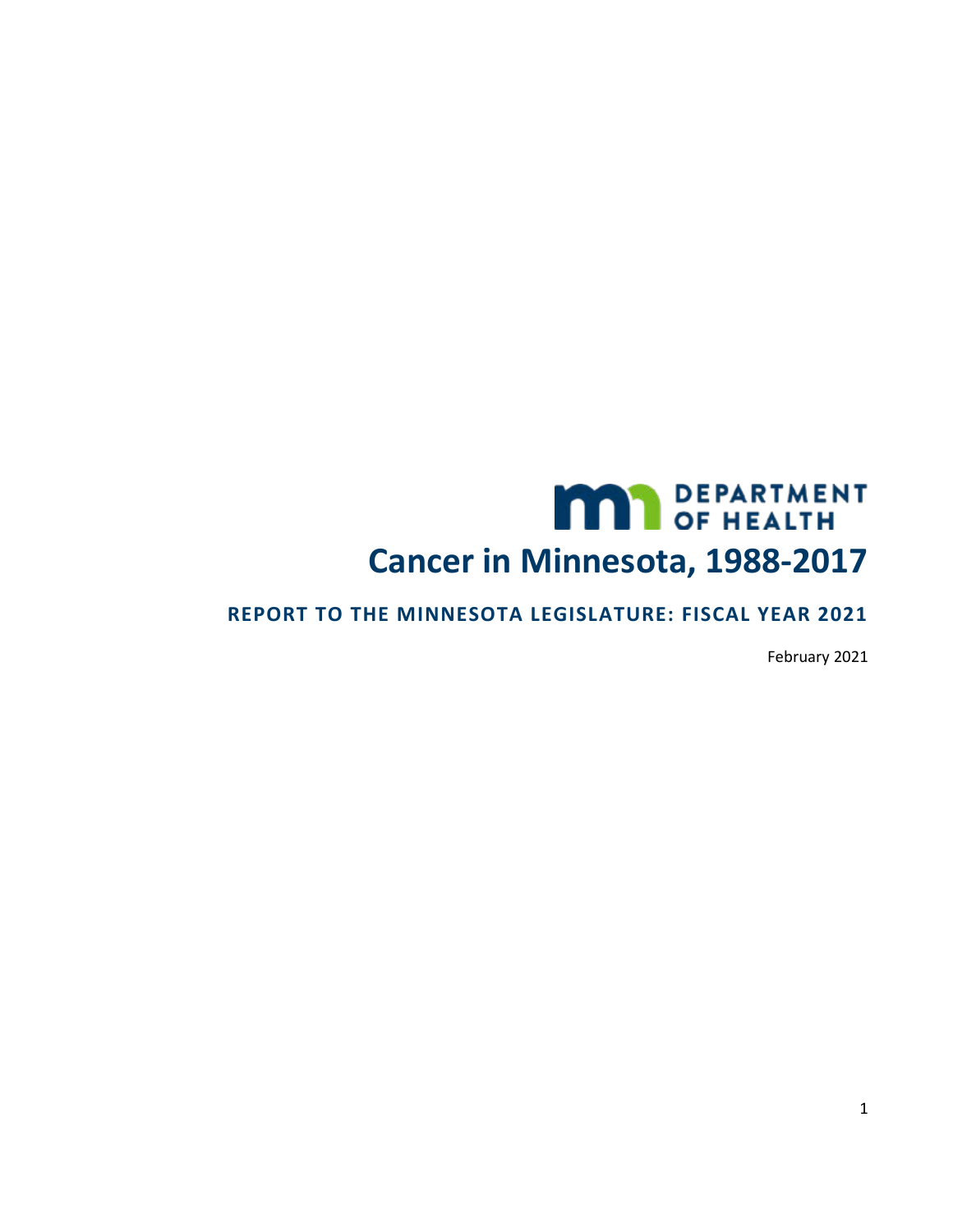DEPARTMENT OF HEALTH

# Cancer in Minnesota, 1988-2017

## REPORT TO THE MINNESOTA LEGISLATURE: FISCAL YEAR 2021

February 2021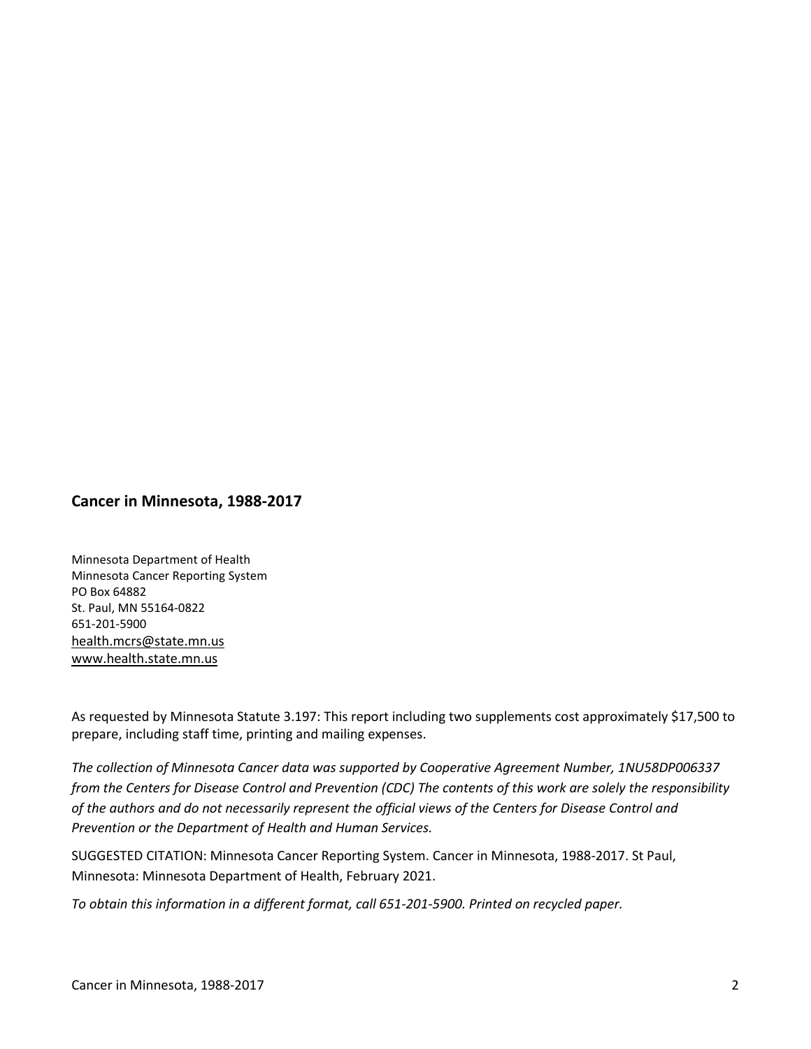**Cancer in Minnesota, 1988-2017**

Minnesota Department of Health
Minnesota Cancer Reporting System
PO Box 64882
St. Paul, MN 55164-0822
651-201-5900
health.mcrs@state.mn.us
www.health.state.mn.us

As requested by Minnesota Statute 3.197: This report including two supplements cost approximately $17,500 to prepare, including staff time, printing and mailing expenses.

*The collection of Minnesota Cancer data was supported by Cooperative Agreement Number, 1NU58DP006337 from the Centers for Disease Control and Prevention (CDC) The contents of this work are solely the responsibility of the authors and do not necessarily represent the official views of the Centers for Disease Control and Prevention or the Department of Health and Human Services.*

SUGGESTED CITATION: Minnesota Cancer Reporting System. Cancer in Minnesota, 1988-2017. St Paul, Minnesota: Minnesota Department of Health, February 2021.

*To obtain this information in a different format, call 651-201-5900. Printed on recycled paper.*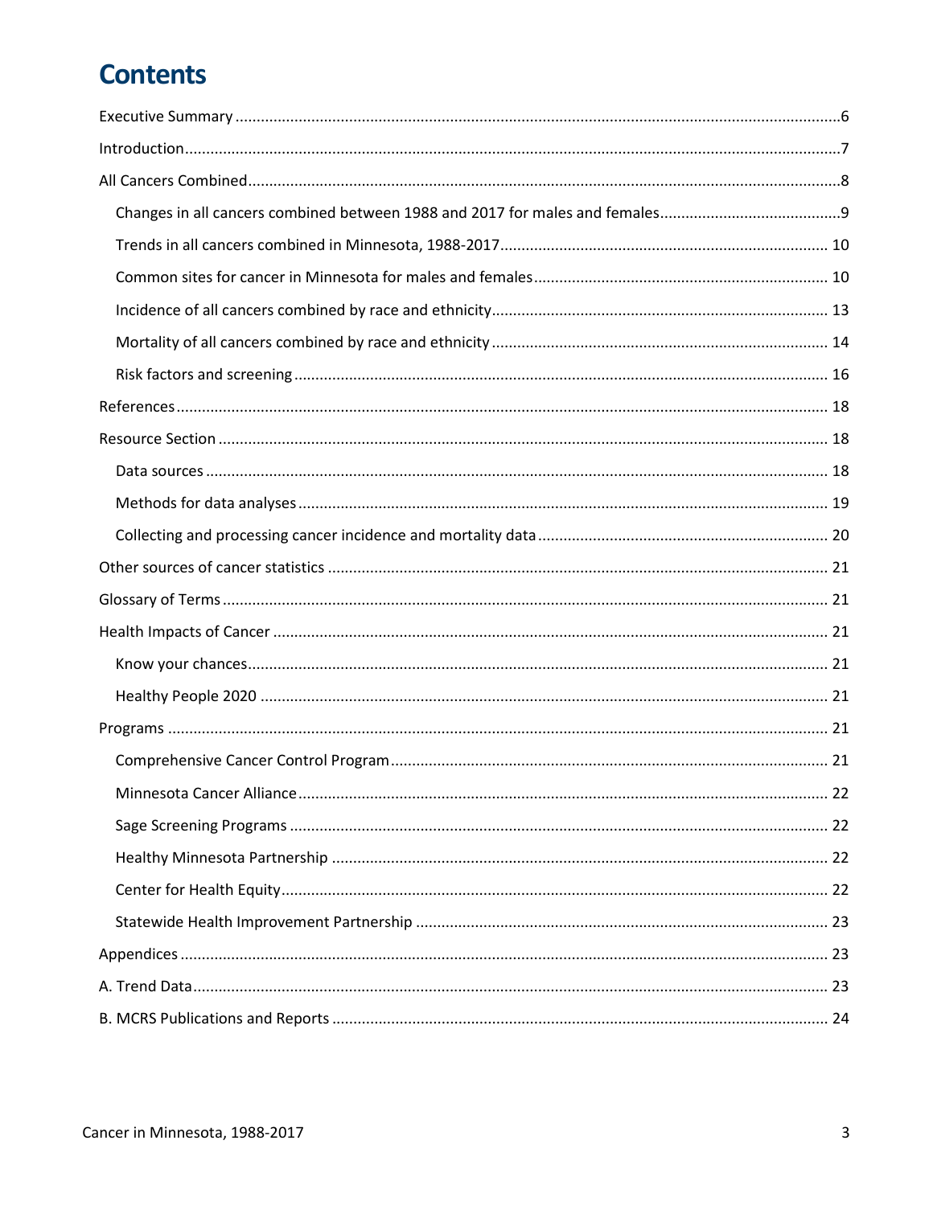# Contents

Executive Summary ..... 6

Introduction ..... 7

All Cancers Combined ..... 8

- Changes in all cancers combined between 1988 and 2017 for males and females ..... 9
- Trends in all cancers combined in Minnesota, 1988-2017 ..... 10
- Common sites for cancer in Minnesota for males and females ..... 10
- Incidence of all cancers combined by race and ethnicity ..... 13
- Mortality of all cancers combined by race and ethnicity ..... 14
- Risk factors and screening ..... 16

References ..... 18

Resource Section ..... 18

- Data sources ..... 18
- Methods for data analyses ..... 19
- Collecting and processing cancer incidence and mortality data ..... 20

Other sources of cancer statistics ..... 21

Glossary of Terms ..... 21

Health Impacts of Cancer ..... 21

- Know your chances ..... 21
- Healthy People 2020 ..... 21

Programs ..... 21

- Comprehensive Cancer Control Program ..... 21
- Minnesota Cancer Alliance ..... 22
- Sage Screening Programs ..... 22
- Healthy Minnesota Partnership ..... 22
- Center for Health Equity ..... 22
- Statewide Health Improvement Partnership ..... 23

Appendices ..... 23

A. Trend Data ..... 23

B. MCRS Publications and Reports ..... 24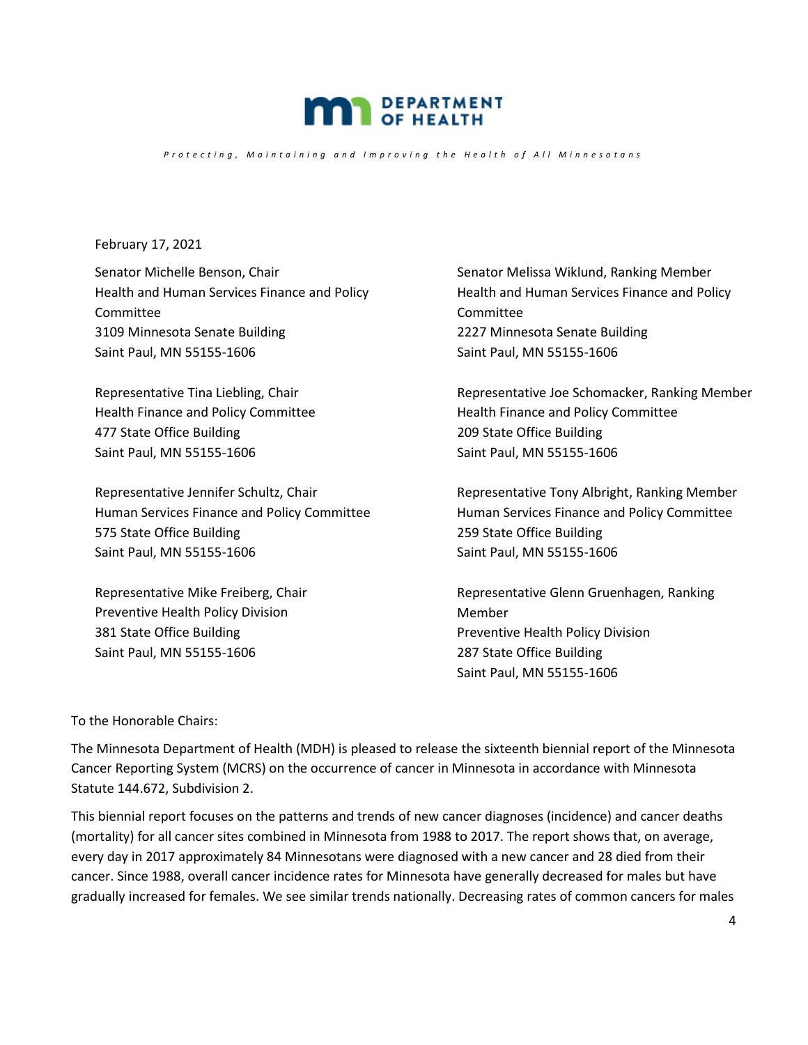**DEPARTMENT OF HEALTH**

*Protecting, Maintaining and Improving the Health of All Minnesotans*

February 17, 2021

Senator Michelle Benson, Chair
Health and Human Services Finance and Policy Committee
3109 Minnesota Senate Building
Saint Paul, MN 55155-1606

Senator Melissa Wiklund, Ranking Member
Health and Human Services Finance and Policy Committee
2227 Minnesota Senate Building
Saint Paul, MN 55155-1606

Representative Tina Liebling, Chair
Health Finance and Policy Committee
477 State Office Building
Saint Paul, MN 55155-1606

Representative Joe Schomacker, Ranking Member
Health Finance and Policy Committee
209 State Office Building
Saint Paul, MN 55155-1606

Representative Jennifer Schultz, Chair
Human Services Finance and Policy Committee
575 State Office Building
Saint Paul, MN 55155-1606

Representative Tony Albright, Ranking Member
Human Services Finance and Policy Committee
259 State Office Building
Saint Paul, MN 55155-1606

Representative Mike Freiberg, Chair
Preventive Health Policy Division
381 State Office Building
Saint Paul, MN 55155-1606

Representative Glenn Gruenhagen, Ranking Member
Preventive Health Policy Division
287 State Office Building
Saint Paul, MN 55155-1606

To the Honorable Chairs:

The Minnesota Department of Health (MDH) is pleased to release the sixteenth biennial report of the Minnesota Cancer Reporting System (MCRS) on the occurrence of cancer in Minnesota in accordance with Minnesota Statute 144.672, Subdivision 2.

This biennial report focuses on the patterns and trends of new cancer diagnoses (incidence) and cancer deaths (mortality) for all cancer sites combined in Minnesota from 1988 to 2017. The report shows that, on average, every day in 2017 approximately 84 Minnesotans were diagnosed with a new cancer and 28 died from their cancer. Since 1988, overall cancer incidence rates for Minnesota have generally decreased for males but have gradually increased for females. We see similar trends nationally. Decreasing rates of common cancers for males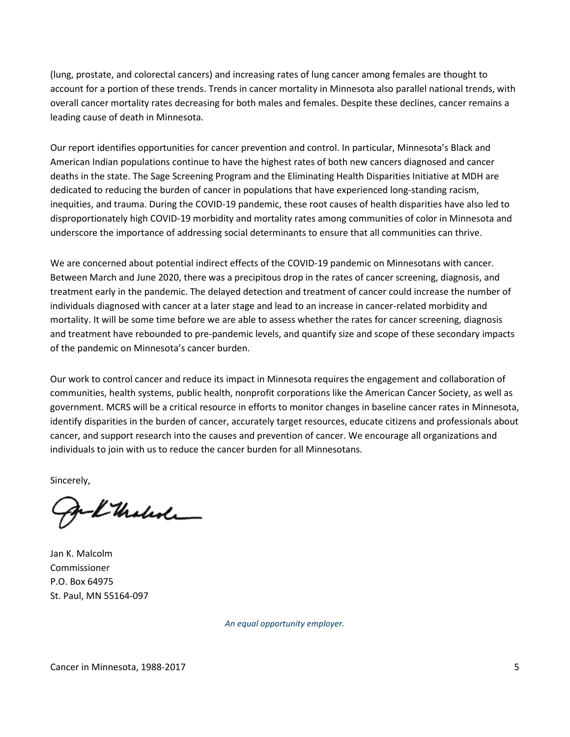(lung, prostate, and colorectal cancers) and increasing rates of lung cancer among females are thought to account for a portion of these trends. Trends in cancer mortality in Minnesota also parallel national trends, with overall cancer mortality rates decreasing for both males and females. Despite these declines, cancer remains a leading cause of death in Minnesota.

Our report identifies opportunities for cancer prevention and control. In particular, Minnesota's Black and American Indian populations continue to have the highest rates of both new cancers diagnosed and cancer deaths in the state. The Sage Screening Program and the Eliminating Health Disparities Initiative at MDH are dedicated to reducing the burden of cancer in populations that have experienced long-standing racism, inequities, and trauma. During the COVID-19 pandemic, these root causes of health disparities have also led to disproportionately high COVID-19 morbidity and mortality rates among communities of color in Minnesota and underscore the importance of addressing social determinants to ensure that all communities can thrive.

We are concerned about potential indirect effects of the COVID-19 pandemic on Minnesotans with cancer. Between March and June 2020, there was a precipitous drop in the rates of cancer screening, diagnosis, and treatment early in the pandemic. The delayed detection and treatment of cancer could increase the number of individuals diagnosed with cancer at a later stage and lead to an increase in cancer-related morbidity and mortality. It will be some time before we are able to assess whether the rates for cancer screening, diagnosis and treatment have rebounded to pre-pandemic levels, and quantify size and scope of these secondary impacts of the pandemic on Minnesota's cancer burden.

Our work to control cancer and reduce its impact in Minnesota requires the engagement and collaboration of communities, health systems, public health, nonprofit corporations like the American Cancer Society, as well as government. MCRS will be a critical resource in efforts to monitor changes in baseline cancer rates in Minnesota, identify disparities in the burden of cancer, accurately target resources, educate citizens and professionals about cancer, and support research into the causes and prevention of cancer. We encourage all organizations and individuals to join with us to reduce the cancer burden for all Minnesotans.

Sincerely,

Jan K. Malcolm
Commissioner
P.O. Box 64975
St. Paul, MN 55164-097

*An equal opportunity employer.*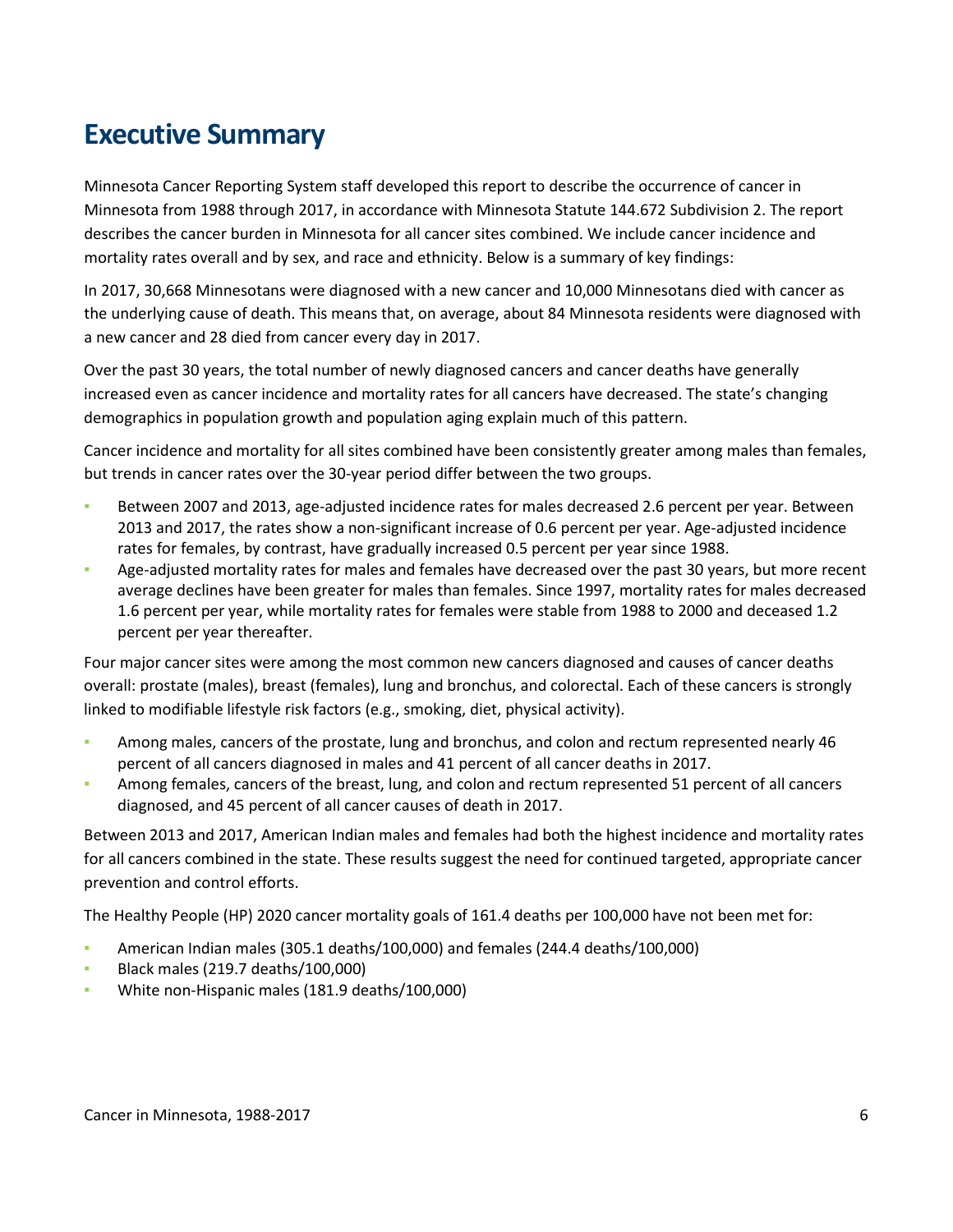# Executive Summary

Minnesota Cancer Reporting System staff developed this report to describe the occurrence of cancer in Minnesota from 1988 through 2017, in accordance with Minnesota Statute 144.672 Subdivision 2. The report describes the cancer burden in Minnesota for all cancer sites combined. We include cancer incidence and mortality rates overall and by sex, and race and ethnicity. Below is a summary of key findings:

In 2017, 30,668 Minnesotans were diagnosed with a new cancer and 10,000 Minnesotans died with cancer as the underlying cause of death. This means that, on average, about 84 Minnesota residents were diagnosed with a new cancer and 28 died from cancer every day in 2017.

Over the past 30 years, the total number of newly diagnosed cancers and cancer deaths have generally increased even as cancer incidence and mortality rates for all cancers have decreased. The state's changing demographics in population growth and population aging explain much of this pattern.

Cancer incidence and mortality for all sites combined have been consistently greater among males than females, but trends in cancer rates over the 30-year period differ between the two groups.

- Between 2007 and 2013, age-adjusted incidence rates for males decreased 2.6 percent per year. Between 2013 and 2017, the rates show a non-significant increase of 0.6 percent per year. Age-adjusted incidence rates for females, by contrast, have gradually increased 0.5 percent per year since 1988.
- Age-adjusted mortality rates for males and females have decreased over the past 30 years, but more recent average declines have been greater for males than females. Since 1997, mortality rates for males decreased 1.6 percent per year, while mortality rates for females were stable from 1988 to 2000 and deceased 1.2 percent per year thereafter.

Four major cancer sites were among the most common new cancers diagnosed and causes of cancer deaths overall: prostate (males), breast (females), lung and bronchus, and colorectal. Each of these cancers is strongly linked to modifiable lifestyle risk factors (e.g., smoking, diet, physical activity).

- Among males, cancers of the prostate, lung and bronchus, and colon and rectum represented nearly 46 percent of all cancers diagnosed in males and 41 percent of all cancer deaths in 2017.
- Among females, cancers of the breast, lung, and colon and rectum represented 51 percent of all cancers diagnosed, and 45 percent of all cancer causes of death in 2017.

Between 2013 and 2017, American Indian males and females had both the highest incidence and mortality rates for all cancers combined in the state. These results suggest the need for continued targeted, appropriate cancer prevention and control efforts.

The Healthy People (HP) 2020 cancer mortality goals of 161.4 deaths per 100,000 have not been met for:

- American Indian males (305.1 deaths/100,000) and females (244.4 deaths/100,000)
- Black males (219.7 deaths/100,000)
- White non-Hispanic males (181.9 deaths/100,000)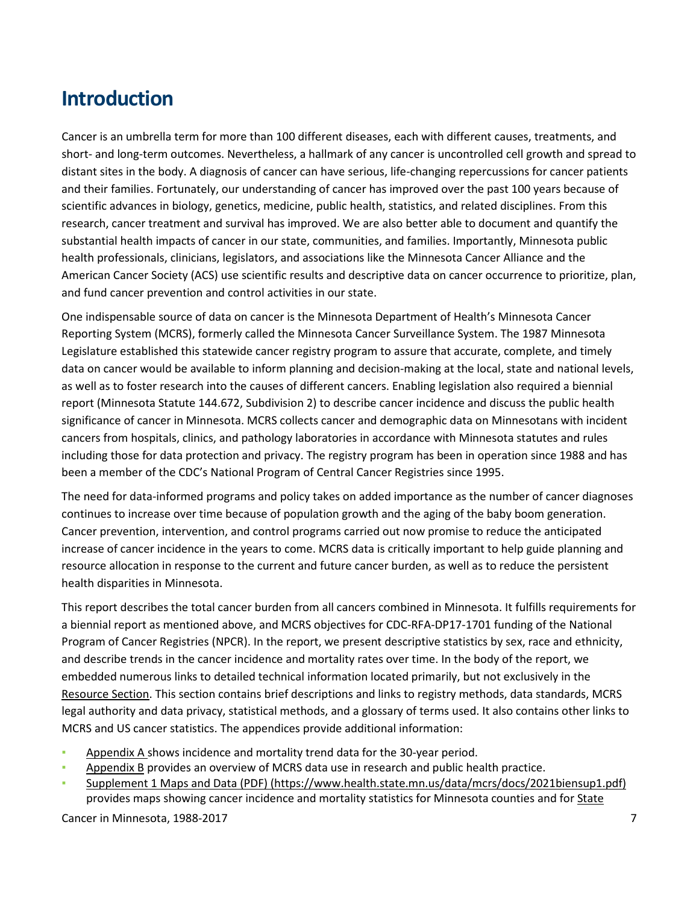# Introduction

Cancer is an umbrella term for more than 100 different diseases, each with different causes, treatments, and short- and long-term outcomes. Nevertheless, a hallmark of any cancer is uncontrolled cell growth and spread to distant sites in the body. A diagnosis of cancer can have serious, life-changing repercussions for cancer patients and their families. Fortunately, our understanding of cancer has improved over the past 100 years because of scientific advances in biology, genetics, medicine, public health, statistics, and related disciplines. From this research, cancer treatment and survival has improved. We are also better able to document and quantify the substantial health impacts of cancer in our state, communities, and families. Importantly, Minnesota public health professionals, clinicians, legislators, and associations like the Minnesota Cancer Alliance and the American Cancer Society (ACS) use scientific results and descriptive data on cancer occurrence to prioritize, plan, and fund cancer prevention and control activities in our state.

One indispensable source of data on cancer is the Minnesota Department of Health's Minnesota Cancer Reporting System (MCRS), formerly called the Minnesota Cancer Surveillance System. The 1987 Minnesota Legislature established this statewide cancer registry program to assure that accurate, complete, and timely data on cancer would be available to inform planning and decision-making at the local, state and national levels, as well as to foster research into the causes of different cancers. Enabling legislation also required a biennial report (Minnesota Statute 144.672, Subdivision 2) to describe cancer incidence and discuss the public health significance of cancer in Minnesota. MCRS collects cancer and demographic data on Minnesotans with incident cancers from hospitals, clinics, and pathology laboratories in accordance with Minnesota statutes and rules including those for data protection and privacy. The registry program has been in operation since 1988 and has been a member of the CDC's National Program of Central Cancer Registries since 1995.

The need for data-informed programs and policy takes on added importance as the number of cancer diagnoses continues to increase over time because of population growth and the aging of the baby boom generation. Cancer prevention, intervention, and control programs carried out now promise to reduce the anticipated increase of cancer incidence in the years to come. MCRS data is critically important to help guide planning and resource allocation in response to the current and future cancer burden, as well as to reduce the persistent health disparities in Minnesota.

This report describes the total cancer burden from all cancers combined in Minnesota. It fulfills requirements for a biennial report as mentioned above, and MCRS objectives for CDC-RFA-DP17-1701 funding of the National Program of Cancer Registries (NPCR). In the report, we present descriptive statistics by sex, race and ethnicity, and describe trends in the cancer incidence and mortality rates over time. In the body of the report, we embedded numerous links to detailed technical information located primarily, but not exclusively in the Resource Section. This section contains brief descriptions and links to registry methods, data standards, MCRS legal authority and data privacy, statistical methods, and a glossary of terms used. It also contains other links to MCRS and US cancer statistics. The appendices provide additional information:

- Appendix A shows incidence and mortality trend data for the 30-year period.
- Appendix B provides an overview of MCRS data use in research and public health practice.
- Supplement 1 Maps and Data (PDF) (https://www.health.state.mn.us/data/mcrs/docs/2021biensup1.pdf) provides maps showing cancer incidence and mortality statistics for Minnesota counties and for State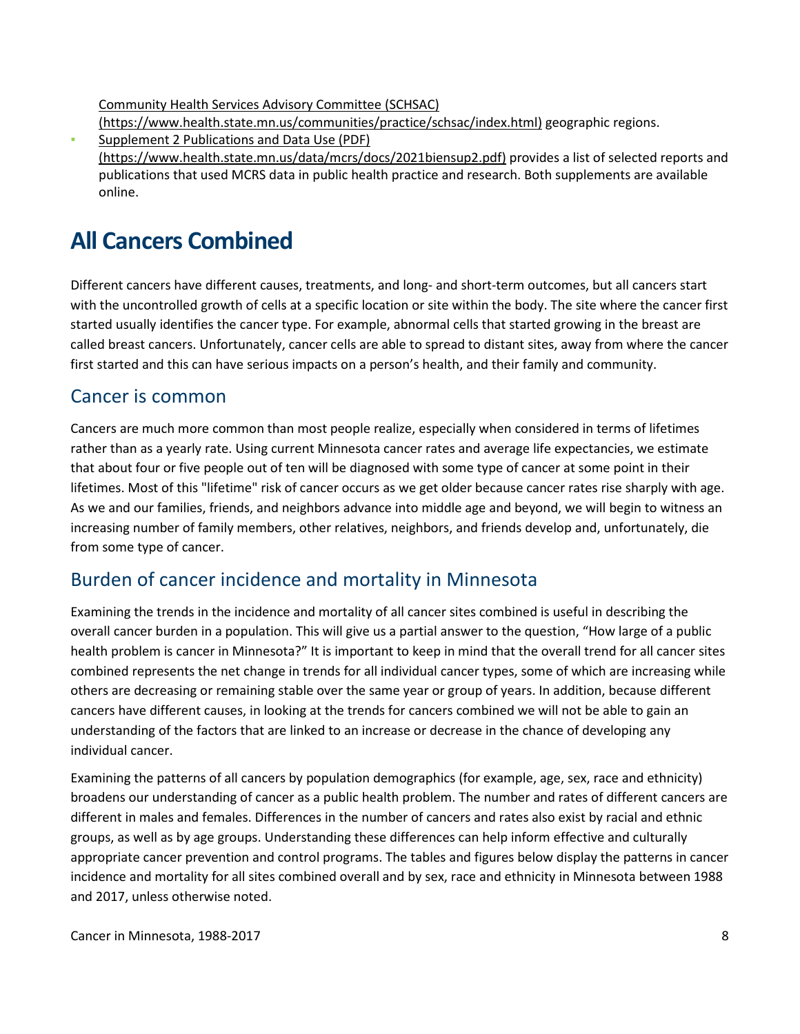Community Health Services Advisory Committee (SCHSAC) (https://www.health.state.mn.us/communities/practice/schsac/index.html) geographic regions.

- Supplement 2 Publications and Data Use (PDF) (https://www.health.state.mn.us/data/mcrs/docs/2021biensup2.pdf) provides a list of selected reports and publications that used MCRS data in public health practice and research. Both supplements are available online.

# All Cancers Combined

Different cancers have different causes, treatments, and long- and short-term outcomes, but all cancers start with the uncontrolled growth of cells at a specific location or site within the body. The site where the cancer first started usually identifies the cancer type. For example, abnormal cells that started growing in the breast are called breast cancers. Unfortunately, cancer cells are able to spread to distant sites, away from where the cancer first started and this can have serious impacts on a person's health, and their family and community.

## Cancer is common

Cancers are much more common than most people realize, especially when considered in terms of lifetimes rather than as a yearly rate. Using current Minnesota cancer rates and average life expectancies, we estimate that about four or five people out of ten will be diagnosed with some type of cancer at some point in their lifetimes. Most of this "lifetime" risk of cancer occurs as we get older because cancer rates rise sharply with age. As we and our families, friends, and neighbors advance into middle age and beyond, we will begin to witness an increasing number of family members, other relatives, neighbors, and friends develop and, unfortunately, die from some type of cancer.

## Burden of cancer incidence and mortality in Minnesota

Examining the trends in the incidence and mortality of all cancer sites combined is useful in describing the overall cancer burden in a population. This will give us a partial answer to the question, "How large of a public health problem is cancer in Minnesota?" It is important to keep in mind that the overall trend for all cancer sites combined represents the net change in trends for all individual cancer types, some of which are increasing while others are decreasing or remaining stable over the same year or group of years. In addition, because different cancers have different causes, in looking at the trends for cancers combined we will not be able to gain an understanding of the factors that are linked to an increase or decrease in the chance of developing any individual cancer.

Examining the patterns of all cancers by population demographics (for example, age, sex, race and ethnicity) broadens our understanding of cancer as a public health problem. The number and rates of different cancers are different in males and females. Differences in the number of cancers and rates also exist by racial and ethnic groups, as well as by age groups. Understanding these differences can help inform effective and culturally appropriate cancer prevention and control programs. The tables and figures below display the patterns in cancer incidence and mortality for all sites combined overall and by sex, race and ethnicity in Minnesota between 1988 and 2017, unless otherwise noted.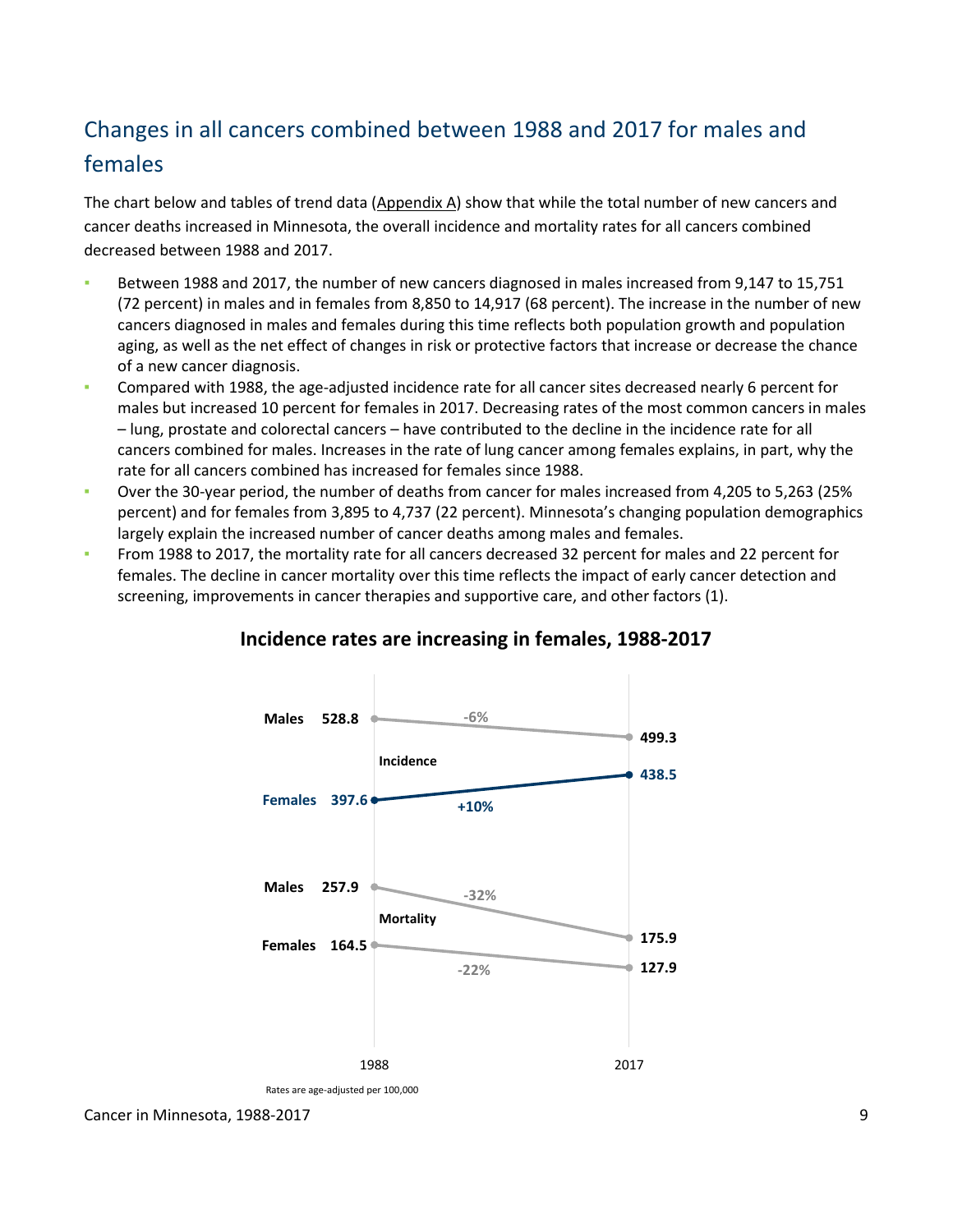## Changes in all cancers combined between 1988 and 2017 for males and females

The chart below and tables of trend data (Appendix A) show that while the total number of new cancers and cancer deaths increased in Minnesota, the overall incidence and mortality rates for all cancers combined decreased between 1988 and 2017.

- Between 1988 and 2017, the number of new cancers diagnosed in males increased from 9,147 to 15,751 (72 percent) in males and in females from 8,850 to 14,917 (68 percent). The increase in the number of new cancers diagnosed in males and females during this time reflects both population growth and population aging, as well as the net effect of changes in risk or protective factors that increase or decrease the chance of a new cancer diagnosis.
- Compared with 1988, the age-adjusted incidence rate for all cancer sites decreased nearly 6 percent for males but increased 10 percent for females in 2017. Decreasing rates of the most common cancers in males – lung, prostate and colorectal cancers – have contributed to the decline in the incidence rate for all cancers combined for males. Increases in the rate of lung cancer among females explains, in part, why the rate for all cancers combined has increased for females since 1988.
- Over the 30-year period, the number of deaths from cancer for males increased from 4,205 to 5,263 (25% percent) and for females from 3,895 to 4,737 (22 percent). Minnesota's changing population demographics largely explain the increased number of cancer deaths among males and females.
- From 1988 to 2017, the mortality rate for all cancers decreased 32 percent for males and 22 percent for females. The decline in cancer mortality over this time reflects the impact of early cancer detection and screening, improvements in cancer therapies and supportive care, and other factors (1).

### Incidence rates are increasing in females, 1988-2017

| | | 1988 | 2017 | Change |
|---|---|---|---|---|
| Incidence | Males | 528.8 | 499.3 | -6% |
| Incidence | Females | 397.6 | 438.5 | +10% |
| Mortality | Males | 257.9 | 175.9 | -32% |
| Mortality | Females | 164.5 | 127.9 | -22% |

Rates are age-adjusted per 100,000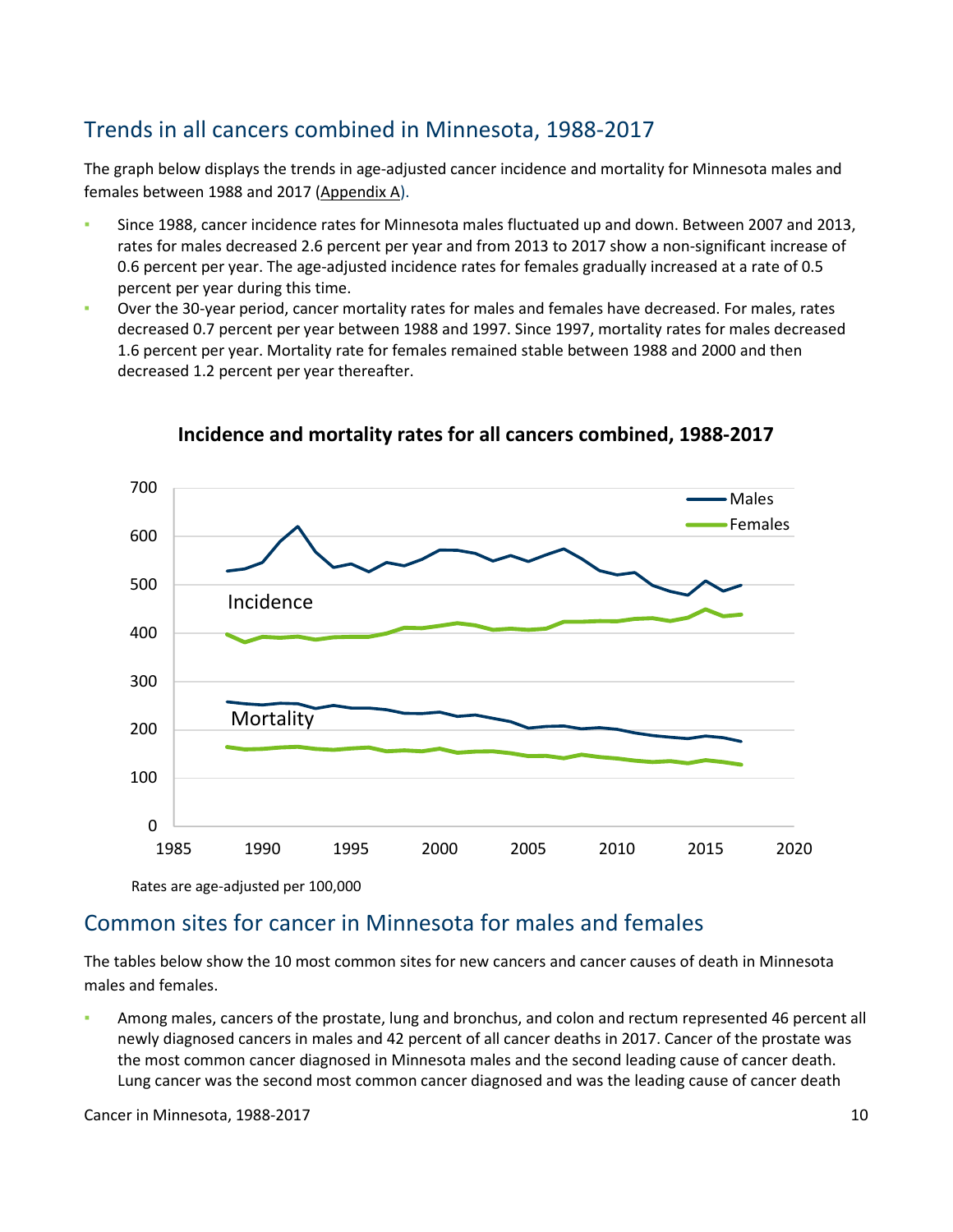## Trends in all cancers combined in Minnesota, 1988-2017

The graph below displays the trends in age-adjusted cancer incidence and mortality for Minnesota males and females between 1988 and 2017 (Appendix A).

- Since 1988, cancer incidence rates for Minnesota males fluctuated up and down. Between 2007 and 2013, rates for males decreased 2.6 percent per year and from 2013 to 2017 show a non-significant increase of 0.6 percent per year. The age-adjusted incidence rates for females gradually increased at a rate of 0.5 percent per year during this time.
- Over the 30-year period, cancer mortality rates for males and females have decreased. For males, rates decreased 0.7 percent per year between 1988 and 1997. Since 1997, mortality rates for males decreased 1.6 percent per year. Mortality rate for females remained stable between 1988 and 2000 and then decreased 1.2 percent per year thereafter.

**Incidence and mortality rates for all cancers combined, 1988-2017**

Rates are age-adjusted per 100,000

## Common sites for cancer in Minnesota for males and females

The tables below show the 10 most common sites for new cancers and cancer causes of death in Minnesota males and females.

- Among males, cancers of the prostate, lung and bronchus, and colon and rectum represented 46 percent all newly diagnosed cancers in males and 42 percent of all cancer deaths in 2017. Cancer of the prostate was the most common cancer diagnosed in Minnesota males and the second leading cause of cancer death. Lung cancer was the second most common cancer diagnosed and was the leading cause of cancer death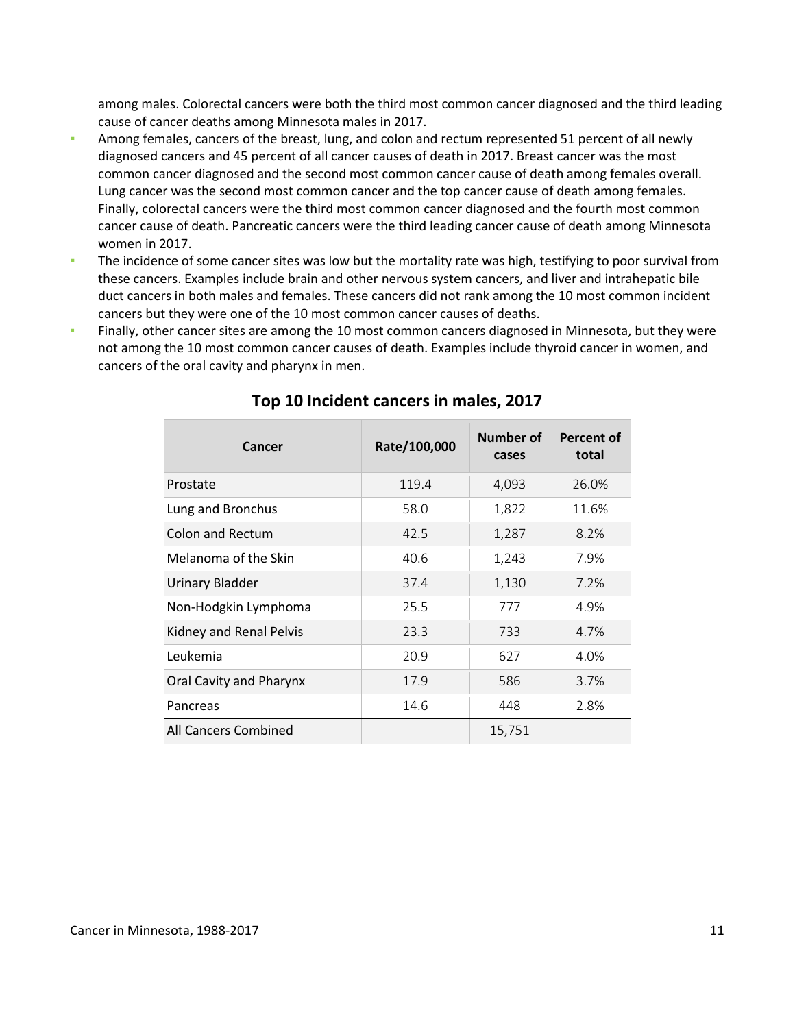among males. Colorectal cancers were both the third most common cancer diagnosed and the third leading cause of cancer deaths among Minnesota males in 2017.

- Among females, cancers of the breast, lung, and colon and rectum represented 51 percent of all newly diagnosed cancers and 45 percent of all cancer causes of death in 2017. Breast cancer was the most common cancer diagnosed and the second most common cancer cause of death among females overall. Lung cancer was the second most common cancer and the top cancer cause of death among females. Finally, colorectal cancers were the third most common cancer diagnosed and the fourth most common cancer cause of death. Pancreatic cancers were the third leading cancer cause of death among Minnesota women in 2017.
- The incidence of some cancer sites was low but the mortality rate was high, testifying to poor survival from these cancers. Examples include brain and other nervous system cancers, and liver and intrahepatic bile duct cancers in both males and females. These cancers did not rank among the 10 most common incident cancers but they were one of the 10 most common cancer causes of deaths.
- Finally, other cancer sites are among the 10 most common cancers diagnosed in Minnesota, but they were not among the 10 most common cancer causes of death. Examples include thyroid cancer in women, and cancers of the oral cavity and pharynx in men.

## Top 10 Incident cancers in males, 2017

| Cancer | Rate/100,000 | Number of cases | Percent of total |
|---|---|---|---|
| Prostate | 119.4 | 4,093 | 26.0% |
| Lung and Bronchus | 58.0 | 1,822 | 11.6% |
| Colon and Rectum | 42.5 | 1,287 | 8.2% |
| Melanoma of the Skin | 40.6 | 1,243 | 7.9% |
| Urinary Bladder | 37.4 | 1,130 | 7.2% |
| Non-Hodgkin Lymphoma | 25.5 | 777 | 4.9% |
| Kidney and Renal Pelvis | 23.3 | 733 | 4.7% |
| Leukemia | 20.9 | 627 | 4.0% |
| Oral Cavity and Pharynx | 17.9 | 586 | 3.7% |
| Pancreas | 14.6 | 448 | 2.8% |
| All Cancers Combined | | 15,751 | |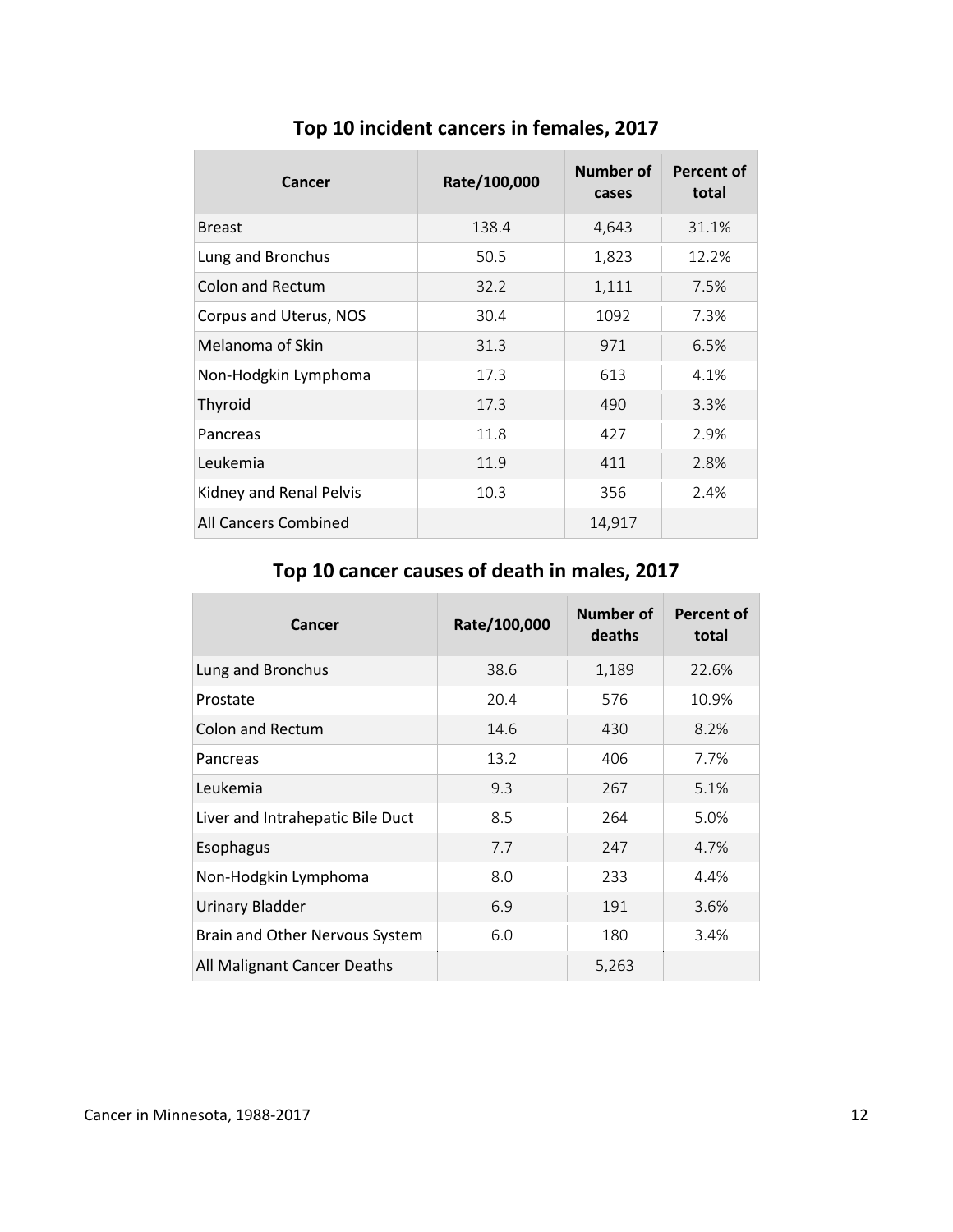## Top 10 incident cancers in females, 2017

| Cancer | Rate/100,000 | Number of cases | Percent of total |
|---|---|---|---|
| Breast | 138.4 | 4,643 | 31.1% |
| Lung and Bronchus | 50.5 | 1,823 | 12.2% |
| Colon and Rectum | 32.2 | 1,111 | 7.5% |
| Corpus and Uterus, NOS | 30.4 | 1092 | 7.3% |
| Melanoma of Skin | 31.3 | 971 | 6.5% |
| Non-Hodgkin Lymphoma | 17.3 | 613 | 4.1% |
| Thyroid | 17.3 | 490 | 3.3% |
| Pancreas | 11.8 | 427 | 2.9% |
| Leukemia | 11.9 | 411 | 2.8% |
| Kidney and Renal Pelvis | 10.3 | 356 | 2.4% |
| All Cancers Combined | | 14,917 | |

## Top 10 cancer causes of death in males, 2017

| Cancer | Rate/100,000 | Number of deaths | Percent of total |
|---|---|---|---|
| Lung and Bronchus | 38.6 | 1,189 | 22.6% |
| Prostate | 20.4 | 576 | 10.9% |
| Colon and Rectum | 14.6 | 430 | 8.2% |
| Pancreas | 13.2 | 406 | 7.7% |
| Leukemia | 9.3 | 267 | 5.1% |
| Liver and Intrahepatic Bile Duct | 8.5 | 264 | 5.0% |
| Esophagus | 7.7 | 247 | 4.7% |
| Non-Hodgkin Lymphoma | 8.0 | 233 | 4.4% |
| Urinary Bladder | 6.9 | 191 | 3.6% |
| Brain and Other Nervous System | 6.0 | 180 | 3.4% |
| All Malignant Cancer Deaths | | 5,263 | |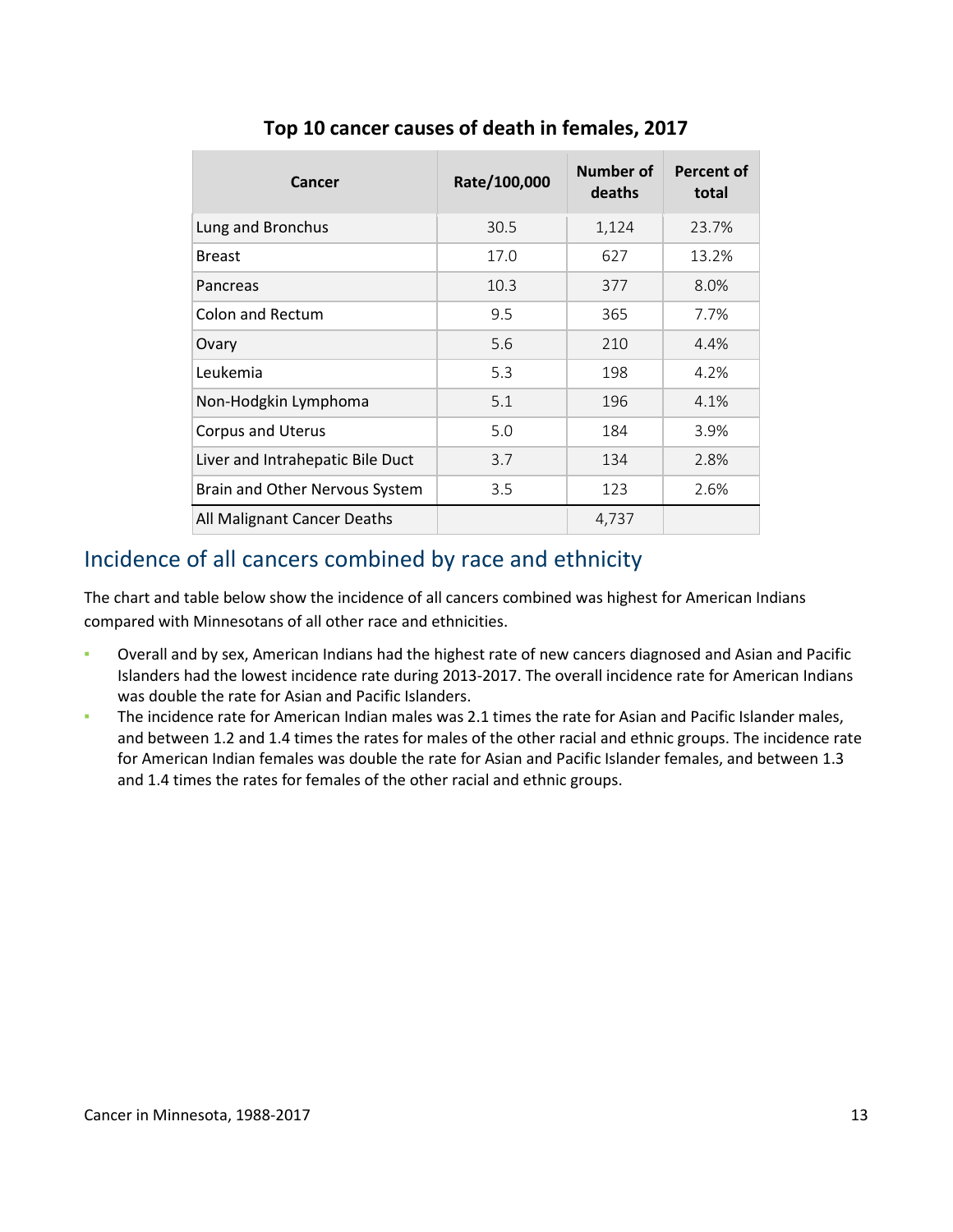**Top 10 cancer causes of death in females, 2017**

| Cancer | Rate/100,000 | Number of deaths | Percent of total |
|---|---|---|---|
| Lung and Bronchus | 30.5 | 1,124 | 23.7% |
| Breast | 17.0 | 627 | 13.2% |
| Pancreas | 10.3 | 377 | 8.0% |
| Colon and Rectum | 9.5 | 365 | 7.7% |
| Ovary | 5.6 | 210 | 4.4% |
| Leukemia | 5.3 | 198 | 4.2% |
| Non-Hodgkin Lymphoma | 5.1 | 196 | 4.1% |
| Corpus and Uterus | 5.0 | 184 | 3.9% |
| Liver and Intrahepatic Bile Duct | 3.7 | 134 | 2.8% |
| Brain and Other Nervous System | 3.5 | 123 | 2.6% |
| All Malignant Cancer Deaths | | 4,737 | |

## Incidence of all cancers combined by race and ethnicity

The chart and table below show the incidence of all cancers combined was highest for American Indians compared with Minnesotans of all other race and ethnicities.

- Overall and by sex, American Indians had the highest rate of new cancers diagnosed and Asian and Pacific Islanders had the lowest incidence rate during 2013-2017. The overall incidence rate for American Indians was double the rate for Asian and Pacific Islanders.
- The incidence rate for American Indian males was 2.1 times the rate for Asian and Pacific Islander males, and between 1.2 and 1.4 times the rates for males of the other racial and ethnic groups. The incidence rate for American Indian females was double the rate for Asian and Pacific Islander females, and between 1.3 and 1.4 times the rates for females of the other racial and ethnic groups.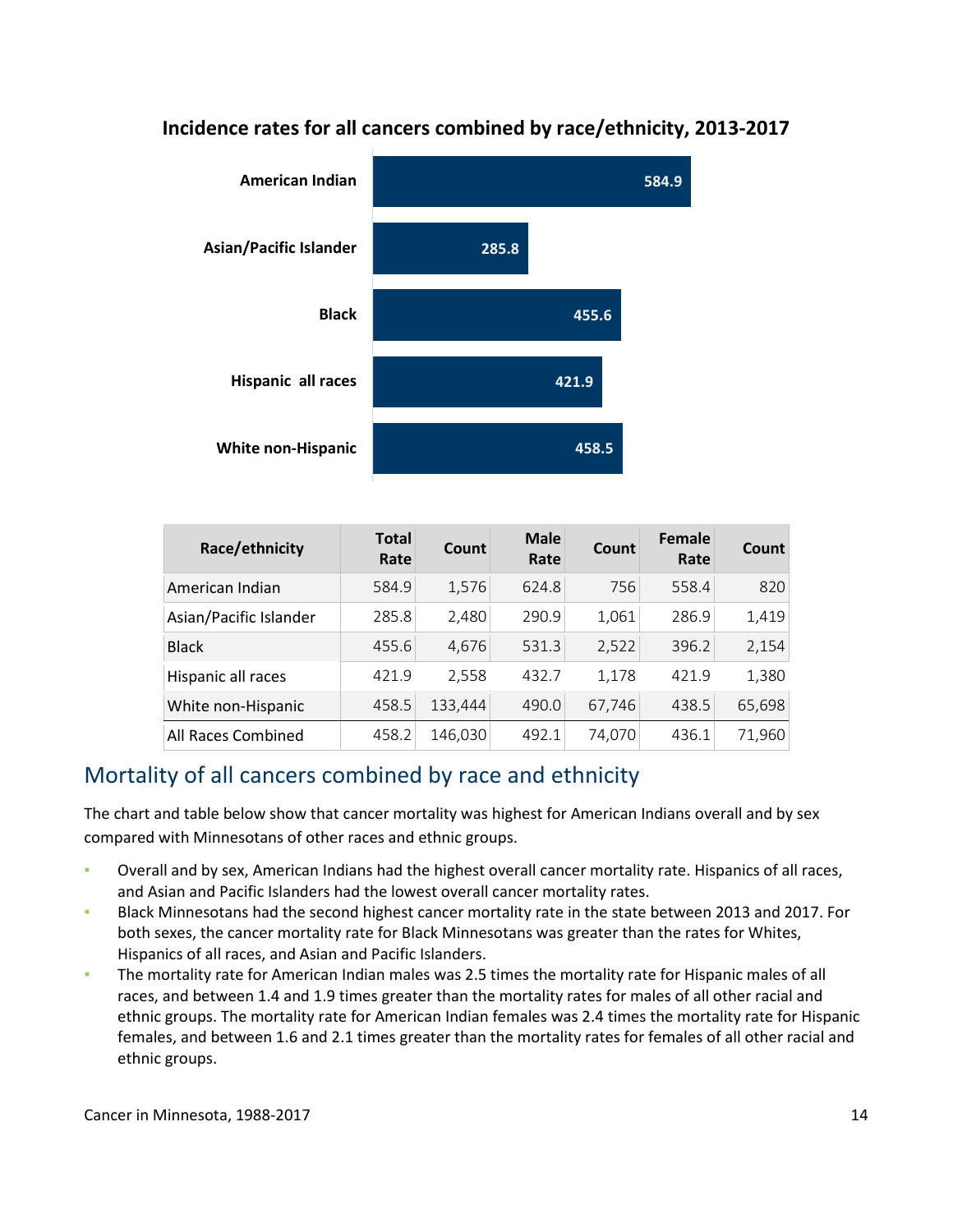**Incidence rates for all cancers combined by race/ethnicity, 2013-2017**

| Race/ethnicity | Rate |
|---|---|
| American Indian | 584.9 |
| Asian/Pacific Islander | 285.8 |
| Black | 455.6 |
| Hispanic all races | 421.9 |
| White non-Hispanic | 458.5 |

| Race/ethnicity | Total Rate | Count | Male Rate | Count | Female Rate | Count |
|---|---|---|---|---|---|---|
| American Indian | 584.9 | 1,576 | 624.8 | 756 | 558.4 | 820 |
| Asian/Pacific Islander | 285.8 | 2,480 | 290.9 | 1,061 | 286.9 | 1,419 |
| Black | 455.6 | 4,676 | 531.3 | 2,522 | 396.2 | 2,154 |
| Hispanic all races | 421.9 | 2,558 | 432.7 | 1,178 | 421.9 | 1,380 |
| White non-Hispanic | 458.5 | 133,444 | 490.0 | 67,746 | 438.5 | 65,698 |
| All Races Combined | 458.2 | 146,030 | 492.1 | 74,070 | 436.1 | 71,960 |

## Mortality of all cancers combined by race and ethnicity

The chart and table below show that cancer mortality was highest for American Indians overall and by sex compared with Minnesotans of other races and ethnic groups.

- Overall and by sex, American Indians had the highest overall cancer mortality rate. Hispanics of all races, and Asian and Pacific Islanders had the lowest overall cancer mortality rates.
- Black Minnesotans had the second highest cancer mortality rate in the state between 2013 and 2017. For both sexes, the cancer mortality rate for Black Minnesotans was greater than the rates for Whites, Hispanics of all races, and Asian and Pacific Islanders.
- The mortality rate for American Indian males was 2.5 times the mortality rate for Hispanic males of all races, and between 1.4 and 1.9 times greater than the mortality rates for males of all other racial and ethnic groups. The mortality rate for American Indian females was 2.4 times the mortality rate for Hispanic females, and between 1.6 and 2.1 times greater than the mortality rates for females of all other racial and ethnic groups.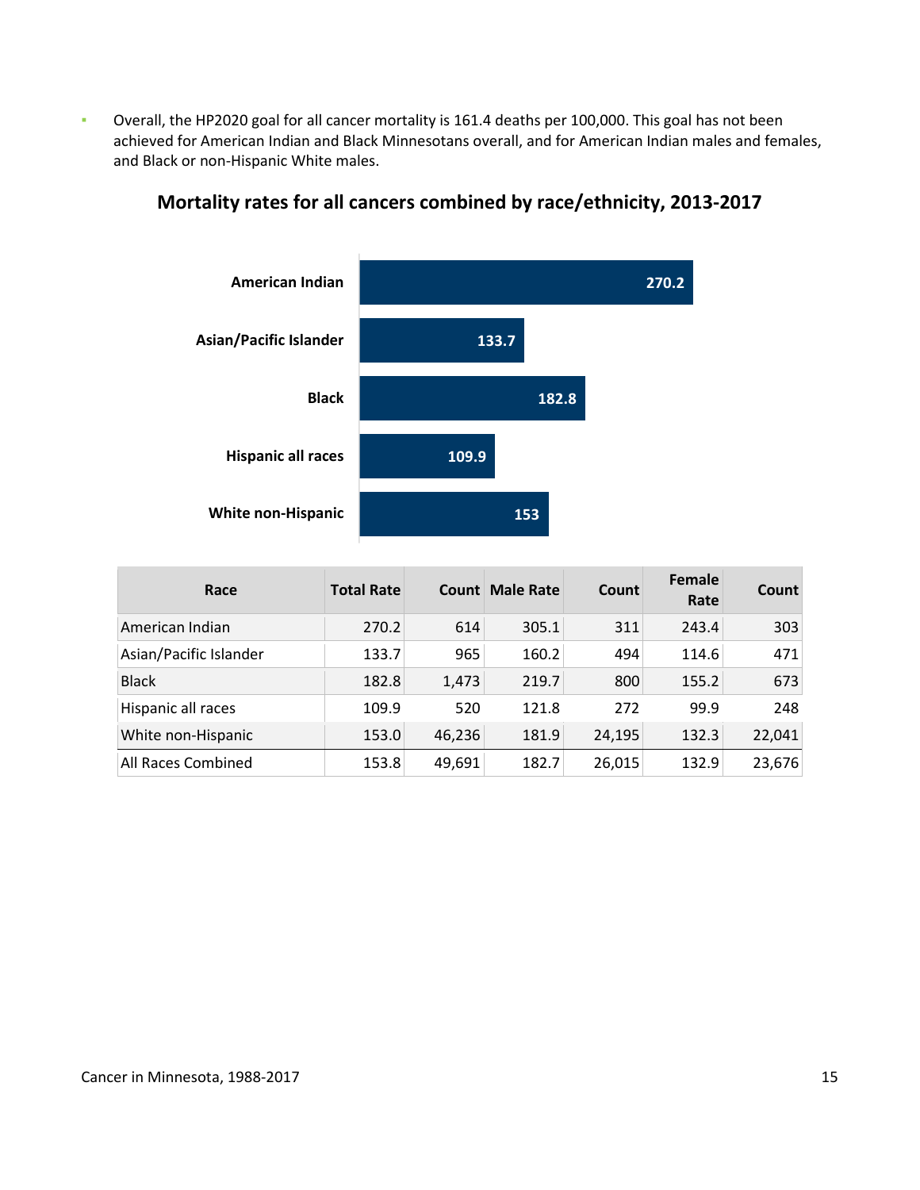- Overall, the HP2020 goal for all cancer mortality is 161.4 deaths per 100,000. This goal has not been achieved for American Indian and Black Minnesotans overall, and for American Indian males and females, and Black or non-Hispanic White males.

## Mortality rates for all cancers combined by race/ethnicity, 2013-2017

| Race | Rate |
|---|---|
| American Indian | 270.2 |
| Asian/Pacific Islander | 133.7 |
| Black | 182.8 |
| Hispanic all races | 109.9 |
| White non-Hispanic | 153 |

| Race | Total Rate | Count | Male Rate | Count | Female Rate | Count |
|---|---|---|---|---|---|---|
| American Indian | 270.2 | 614 | 305.1 | 311 | 243.4 | 303 |
| Asian/Pacific Islander | 133.7 | 965 | 160.2 | 494 | 114.6 | 471 |
| Black | 182.8 | 1,473 | 219.7 | 800 | 155.2 | 673 |
| Hispanic all races | 109.9 | 520 | 121.8 | 272 | 99.9 | 248 |
| White non-Hispanic | 153.0 | 46,236 | 181.9 | 24,195 | 132.3 | 22,041 |
| All Races Combined | 153.8 | 49,691 | 182.7 | 26,015 | 132.9 | 23,676 |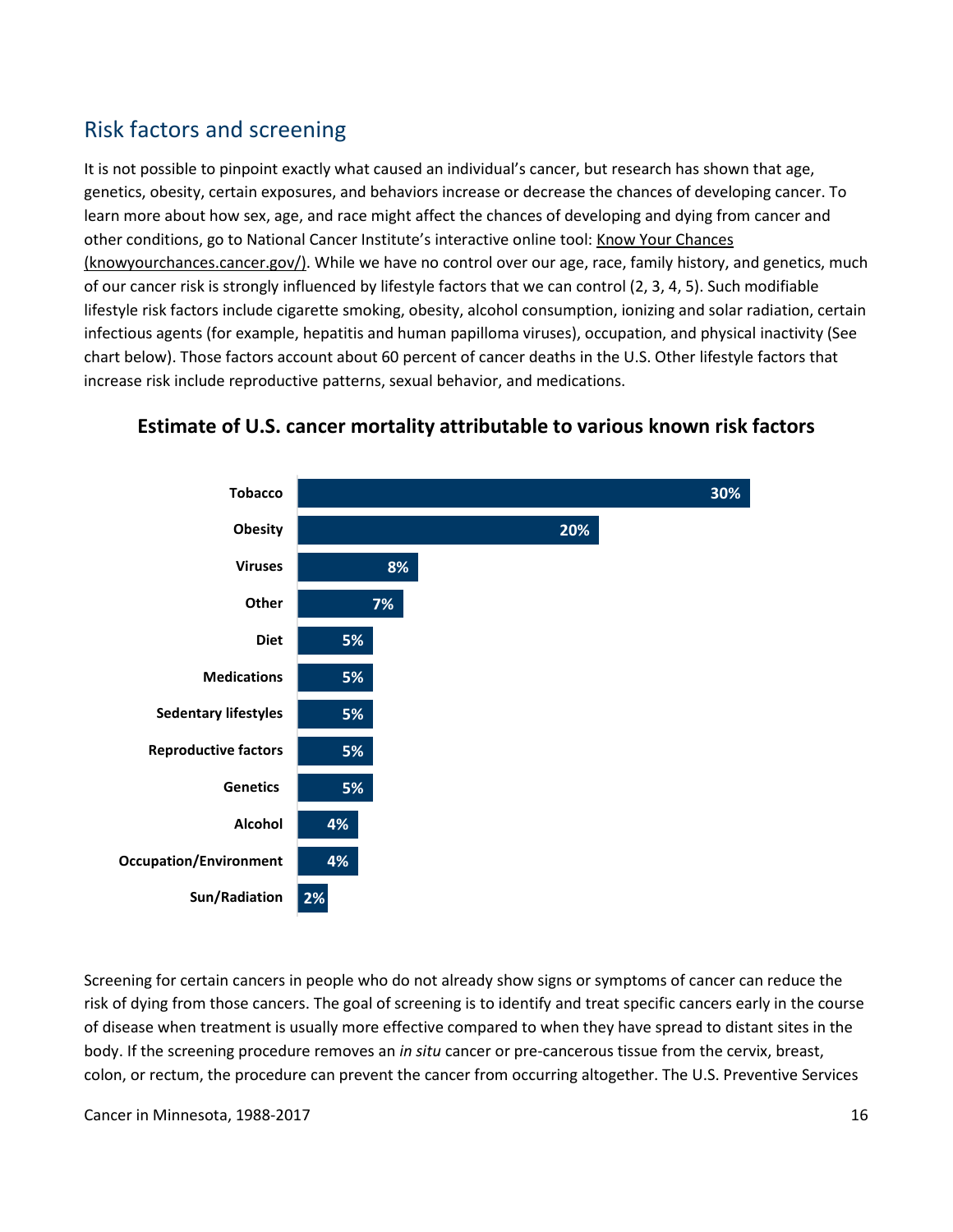## Risk factors and screening

It is not possible to pinpoint exactly what caused an individual's cancer, but research has shown that age, genetics, obesity, certain exposures, and behaviors increase or decrease the chances of developing cancer. To learn more about how sex, age, and race might affect the chances of developing and dying from cancer and other conditions, go to National Cancer Institute's interactive online tool: Know Your Chances (knowyourchances.cancer.gov/). While we have no control over our age, race, family history, and genetics, much of our cancer risk is strongly influenced by lifestyle factors that we can control (2, 3, 4, 5). Such modifiable lifestyle risk factors include cigarette smoking, obesity, alcohol consumption, ionizing and solar radiation, certain infectious agents (for example, hepatitis and human papilloma viruses), occupation, and physical inactivity (See chart below). Those factors account about 60 percent of cancer deaths in the U.S. Other lifestyle factors that increase risk include reproductive patterns, sexual behavior, and medications.

### Estimate of U.S. cancer mortality attributable to various known risk factors

| Risk factor | Percent |
|---|---|
| Tobacco | 30% |
| Obesity | 20% |
| Viruses | 8% |
| Other | 7% |
| Diet | 5% |
| Medications | 5% |
| Sedentary lifestyles | 5% |
| Reproductive factors | 5% |
| Genetics | 5% |
| Alcohol | 4% |
| Occupation/Environment | 4% |
| Sun/Radiation | 2% |

Screening for certain cancers in people who do not already show signs or symptoms of cancer can reduce the risk of dying from those cancers. The goal of screening is to identify and treat specific cancers early in the course of disease when treatment is usually more effective compared to when they have spread to distant sites in the body. If the screening procedure removes an *in situ* cancer or pre-cancerous tissue from the cervix, breast, colon, or rectum, the procedure can prevent the cancer from occurring altogether. The U.S. Preventive Services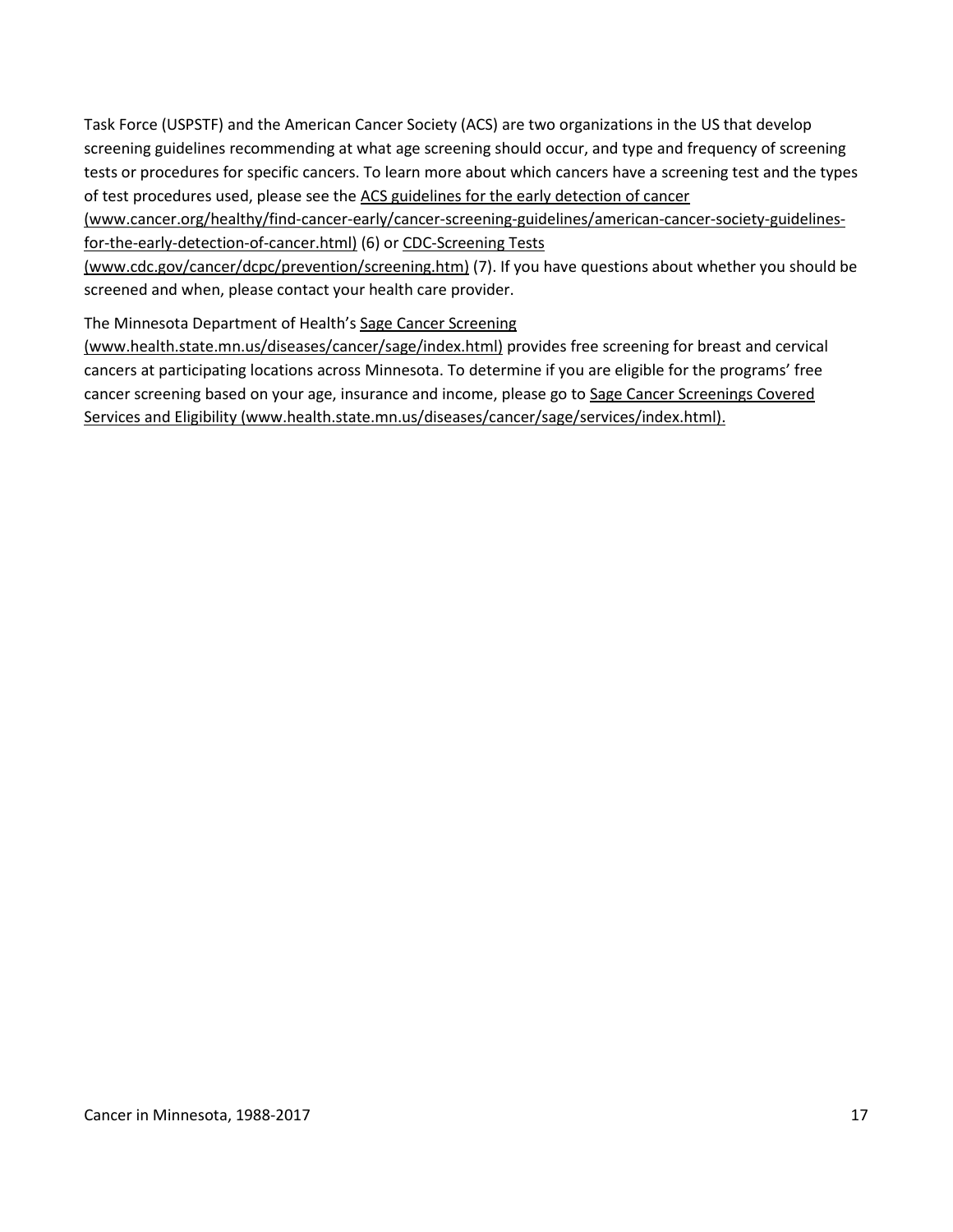Task Force (USPSTF) and the American Cancer Society (ACS) are two organizations in the US that develop screening guidelines recommending at what age screening should occur, and type and frequency of screening tests or procedures for specific cancers. To learn more about which cancers have a screening test and the types of test procedures used, please see the ACS guidelines for the early detection of cancer (www.cancer.org/healthy/find-cancer-early/cancer-screening-guidelines/american-cancer-society-guidelines-for-the-early-detection-of-cancer.html) (6) or CDC-Screening Tests (www.cdc.gov/cancer/dcpc/prevention/screening.htm) (7). If you have questions about whether you should be screened and when, please contact your health care provider.

The Minnesota Department of Health's Sage Cancer Screening (www.health.state.mn.us/diseases/cancer/sage/index.html) provides free screening for breast and cervical cancers at participating locations across Minnesota. To determine if you are eligible for the programs' free cancer screening based on your age, insurance and income, please go to Sage Cancer Screenings Covered Services and Eligibility (www.health.state.mn.us/diseases/cancer/sage/services/index.html).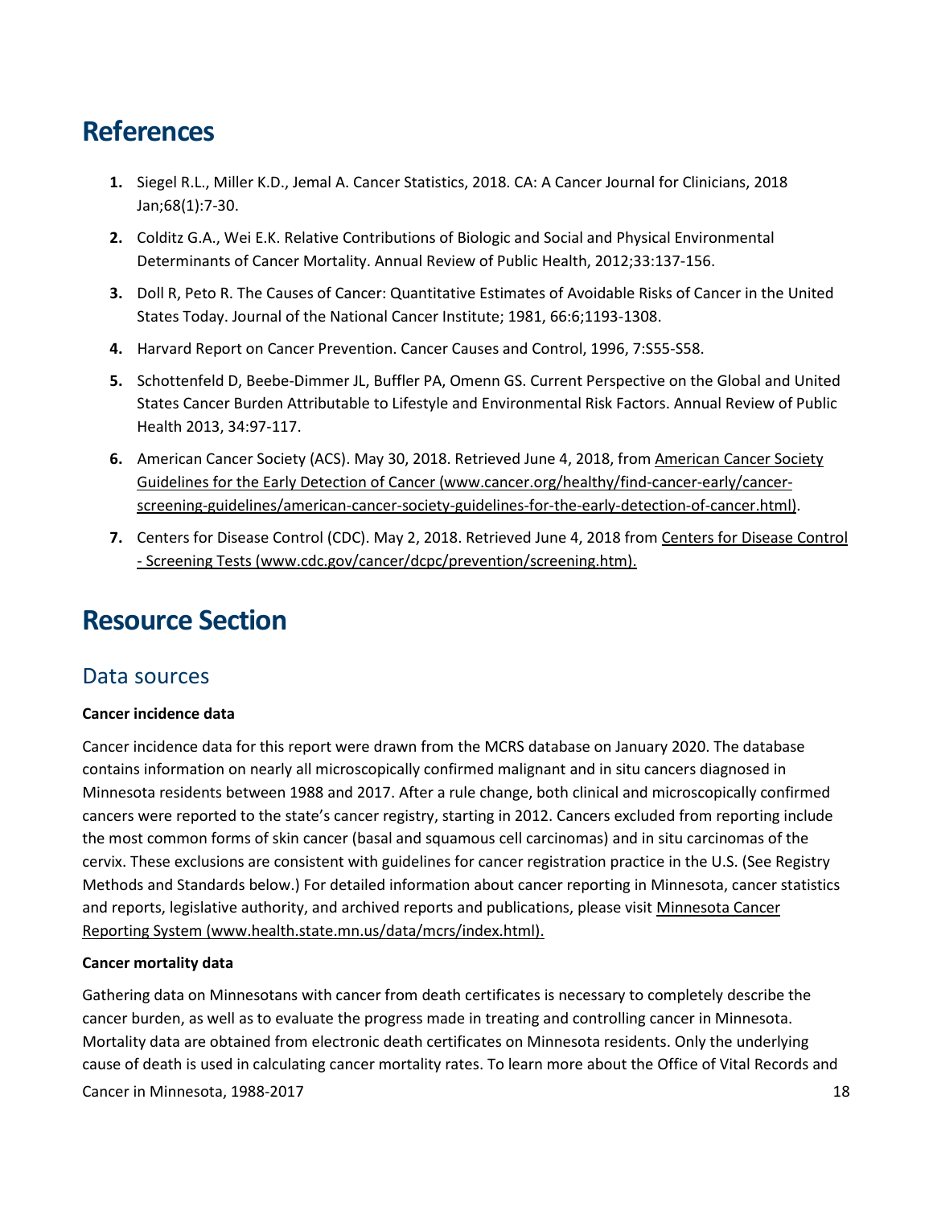# References

1. Siegel R.L., Miller K.D., Jemal A. Cancer Statistics, 2018. CA: A Cancer Journal for Clinicians, 2018 Jan;68(1):7-30.
2. Colditz G.A., Wei E.K. Relative Contributions of Biologic and Social and Physical Environmental Determinants of Cancer Mortality. Annual Review of Public Health, 2012;33:137-156.
3. Doll R, Peto R. The Causes of Cancer: Quantitative Estimates of Avoidable Risks of Cancer in the United States Today. Journal of the National Cancer Institute; 1981, 66:6;1193-1308.
4. Harvard Report on Cancer Prevention. Cancer Causes and Control, 1996, 7:S55-S58.
5. Schottenfeld D, Beebe-Dimmer JL, Buffler PA, Omenn GS. Current Perspective on the Global and United States Cancer Burden Attributable to Lifestyle and Environmental Risk Factors. Annual Review of Public Health 2013, 34:97-117.
6. American Cancer Society (ACS). May 30, 2018. Retrieved June 4, 2018, from American Cancer Society Guidelines for the Early Detection of Cancer (www.cancer.org/healthy/find-cancer-early/cancer-screening-guidelines/american-cancer-society-guidelines-for-the-early-detection-of-cancer.html).
7. Centers for Disease Control (CDC). May 2, 2018. Retrieved June 4, 2018 from Centers for Disease Control - Screening Tests (www.cdc.gov/cancer/dcpc/prevention/screening.htm).

# Resource Section

## Data sources

**Cancer incidence data**

Cancer incidence data for this report were drawn from the MCRS database on January 2020. The database contains information on nearly all microscopically confirmed malignant and in situ cancers diagnosed in Minnesota residents between 1988 and 2017. After a rule change, both clinical and microscopically confirmed cancers were reported to the state's cancer registry, starting in 2012. Cancers excluded from reporting include the most common forms of skin cancer (basal and squamous cell carcinomas) and in situ carcinomas of the cervix. These exclusions are consistent with guidelines for cancer registration practice in the U.S. (See Registry Methods and Standards below.) For detailed information about cancer reporting in Minnesota, cancer statistics and reports, legislative authority, and archived reports and publications, please visit Minnesota Cancer Reporting System (www.health.state.mn.us/data/mcrs/index.html).

**Cancer mortality data**

Gathering data on Minnesotans with cancer from death certificates is necessary to completely describe the cancer burden, as well as to evaluate the progress made in treating and controlling cancer in Minnesota. Mortality data are obtained from electronic death certificates on Minnesota residents. Only the underlying cause of death is used in calculating cancer mortality rates. To learn more about the Office of Vital Records and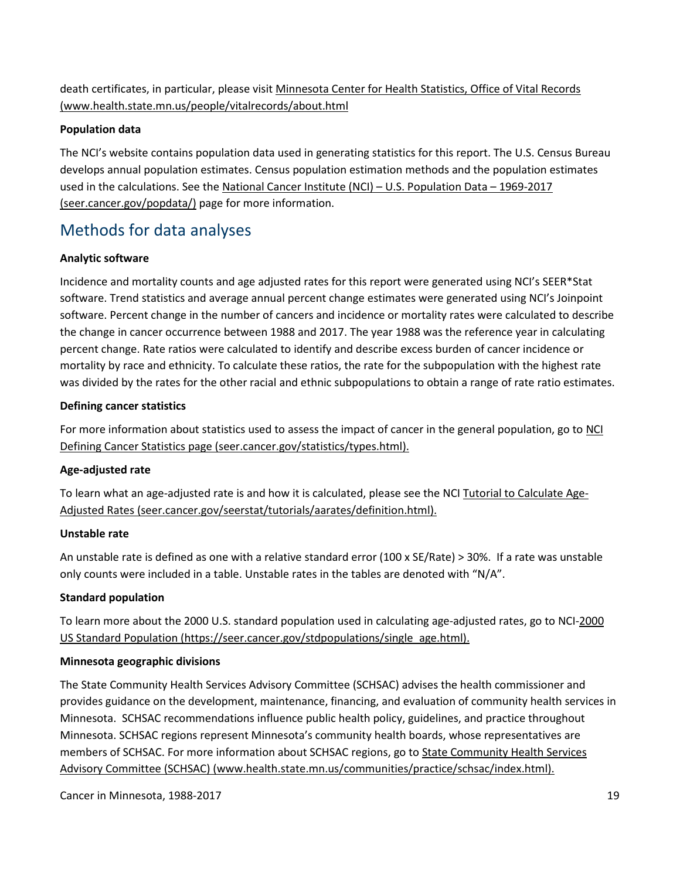death certificates, in particular, please visit Minnesota Center for Health Statistics, Office of Vital Records (www.health.state.mn.us/people/vitalrecords/about.html

**Population data**

The NCI's website contains population data used in generating statistics for this report. The U.S. Census Bureau develops annual population estimates. Census population estimation methods and the population estimates used in the calculations. See the National Cancer Institute (NCI) – U.S. Population Data – 1969-2017 (seer.cancer.gov/popdata/) page for more information.

## Methods for data analyses

**Analytic software**

Incidence and mortality counts and age adjusted rates for this report were generated using NCI's SEER*Stat software. Trend statistics and average annual percent change estimates were generated using NCI's Joinpoint software. Percent change in the number of cancers and incidence or mortality rates were calculated to describe the change in cancer occurrence between 1988 and 2017. The year 1988 was the reference year in calculating percent change. Rate ratios were calculated to identify and describe excess burden of cancer incidence or mortality by race and ethnicity. To calculate these ratios, the rate for the subpopulation with the highest rate was divided by the rates for the other racial and ethnic subpopulations to obtain a range of rate ratio estimates.

**Defining cancer statistics**

For more information about statistics used to assess the impact of cancer in the general population, go to NCI Defining Cancer Statistics page (seer.cancer.gov/statistics/types.html).

**Age-adjusted rate**

To learn what an age-adjusted rate is and how it is calculated, please see the NCI Tutorial to Calculate Age-Adjusted Rates (seer.cancer.gov/seerstat/tutorials/aarates/definition.html).

**Unstable rate**

An unstable rate is defined as one with a relative standard error (100 x SE/Rate) > 30%. If a rate was unstable only counts were included in a table. Unstable rates in the tables are denoted with "N/A".

**Standard population**

To learn more about the 2000 U.S. standard population used in calculating age-adjusted rates, go to NCI-2000 US Standard Population (https://seer.cancer.gov/stdpopulations/single_age.html).

**Minnesota geographic divisions**

The State Community Health Services Advisory Committee (SCHSAC) advises the health commissioner and provides guidance on the development, maintenance, financing, and evaluation of community health services in Minnesota. SCHSAC recommendations influence public health policy, guidelines, and practice throughout Minnesota. SCHSAC regions represent Minnesota's community health boards, whose representatives are members of SCHSAC. For more information about SCHSAC regions, go to State Community Health Services Advisory Committee (SCHSAC) (www.health.state.mn.us/communities/practice/schsac/index.html).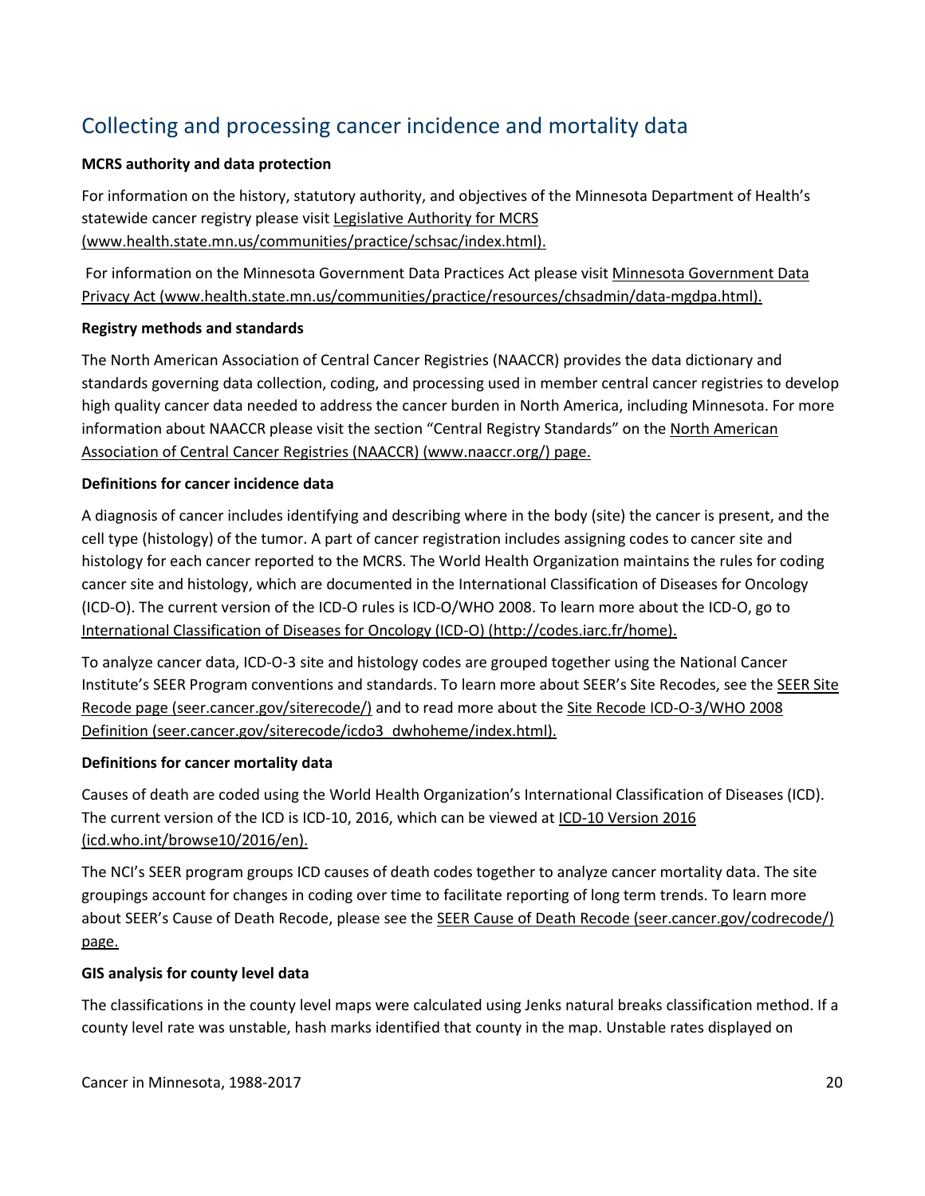## Collecting and processing cancer incidence and mortality data

**MCRS authority and data protection**

For information on the history, statutory authority, and objectives of the Minnesota Department of Health's statewide cancer registry please visit Legislative Authority for MCRS (www.health.state.mn.us/communities/practice/schsac/index.html).

For information on the Minnesota Government Data Practices Act please visit Minnesota Government Data Privacy Act (www.health.state.mn.us/communities/practice/resources/chsadmin/data-mgdpa.html).

**Registry methods and standards**

The North American Association of Central Cancer Registries (NAACCR) provides the data dictionary and standards governing data collection, coding, and processing used in member central cancer registries to develop high quality cancer data needed to address the cancer burden in North America, including Minnesota. For more information about NAACCR please visit the section "Central Registry Standards" on the North American Association of Central Cancer Registries (NAACCR) (www.naaccr.org/) page.

**Definitions for cancer incidence data**

A diagnosis of cancer includes identifying and describing where in the body (site) the cancer is present, and the cell type (histology) of the tumor. A part of cancer registration includes assigning codes to cancer site and histology for each cancer reported to the MCRS. The World Health Organization maintains the rules for coding cancer site and histology, which are documented in the International Classification of Diseases for Oncology (ICD-O). The current version of the ICD-O rules is ICD-O/WHO 2008. To learn more about the ICD-O, go to International Classification of Diseases for Oncology (ICD-O) (http://codes.iarc.fr/home).

To analyze cancer data, ICD-O-3 site and histology codes are grouped together using the National Cancer Institute's SEER Program conventions and standards. To learn more about SEER's Site Recodes, see the SEER Site Recode page (seer.cancer.gov/siterecode/) and to read more about the Site Recode ICD-O-3/WHO 2008 Definition (seer.cancer.gov/siterecode/icdo3_dwhoheme/index.html).

**Definitions for cancer mortality data**

Causes of death are coded using the World Health Organization's International Classification of Diseases (ICD). The current version of the ICD is ICD-10, 2016, which can be viewed at ICD-10 Version 2016 (icd.who.int/browse10/2016/en).

The NCI's SEER program groups ICD causes of death codes together to analyze cancer mortality data. The site groupings account for changes in coding over time to facilitate reporting of long term trends. To learn more about SEER's Cause of Death Recode, please see the SEER Cause of Death Recode (seer.cancer.gov/codrecode/) page.

**GIS analysis for county level data**

The classifications in the county level maps were calculated using Jenks natural breaks classification method. If a county level rate was unstable, hash marks identified that county in the map. Unstable rates displayed on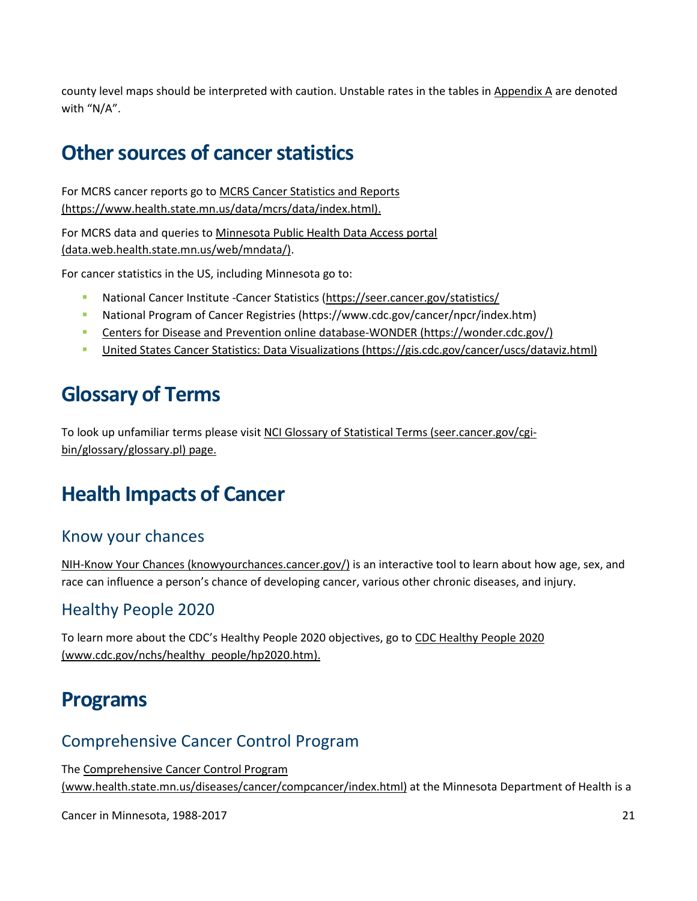county level maps should be interpreted with caution. Unstable rates in the tables in Appendix A are denoted with "N/A".

# Other sources of cancer statistics

For MCRS cancer reports go to MCRS Cancer Statistics and Reports (https://www.health.state.mn.us/data/mcrs/data/index.html).

For MCRS data and queries to Minnesota Public Health Data Access portal (data.web.health.state.mn.us/web/mndata/).

For cancer statistics in the US, including Minnesota go to:

- National Cancer Institute -Cancer Statistics (https://seer.cancer.gov/statistics/
- National Program of Cancer Registries (https://www.cdc.gov/cancer/npcr/index.htm)
- Centers for Disease and Prevention online database-WONDER (https://wonder.cdc.gov/)
- United States Cancer Statistics: Data Visualizations (https://gis.cdc.gov/cancer/uscs/dataviz.html)

# Glossary of Terms

To look up unfamiliar terms please visit NCI Glossary of Statistical Terms (seer.cancer.gov/cgi-bin/glossary/glossary.pl) page.

# Health Impacts of Cancer

## Know your chances

NIH-Know Your Chances (knowyourchances.cancer.gov/) is an interactive tool to learn about how age, sex, and race can influence a person's chance of developing cancer, various other chronic diseases, and injury.

## Healthy People 2020

To learn more about the CDC's Healthy People 2020 objectives, go to CDC Healthy People 2020 (www.cdc.gov/nchs/healthy_people/hp2020.htm).

# Programs

## Comprehensive Cancer Control Program

The Comprehensive Cancer Control Program (www.health.state.mn.us/diseases/cancer/compcancer/index.html) at the Minnesota Department of Health is a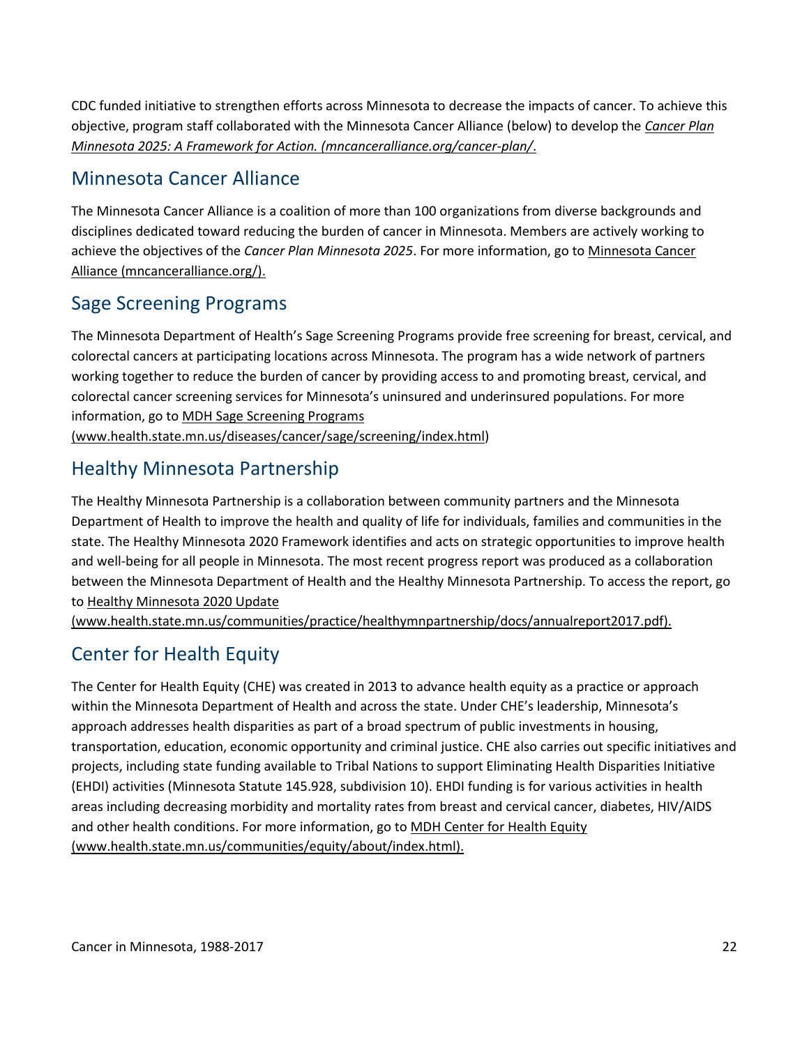CDC funded initiative to strengthen efforts across Minnesota to decrease the impacts of cancer. To achieve this objective, program staff collaborated with the Minnesota Cancer Alliance (below) to develop the *Cancer Plan Minnesota 2025: A Framework for Action. (mncanceralliance.org/cancer-plan/*.

## Minnesota Cancer Alliance

The Minnesota Cancer Alliance is a coalition of more than 100 organizations from diverse backgrounds and disciplines dedicated toward reducing the burden of cancer in Minnesota. Members are actively working to achieve the objectives of the *Cancer Plan Minnesota 2025*. For more information, go to Minnesota Cancer Alliance (mncanceralliance.org/).

## Sage Screening Programs

The Minnesota Department of Health's Sage Screening Programs provide free screening for breast, cervical, and colorectal cancers at participating locations across Minnesota. The program has a wide network of partners working together to reduce the burden of cancer by providing access to and promoting breast, cervical, and colorectal cancer screening services for Minnesota's uninsured and underinsured populations. For more information, go to MDH Sage Screening Programs (www.health.state.mn.us/diseases/cancer/sage/screening/index.html)

## Healthy Minnesota Partnership

The Healthy Minnesota Partnership is a collaboration between community partners and the Minnesota Department of Health to improve the health and quality of life for individuals, families and communities in the state. The Healthy Minnesota 2020 Framework identifies and acts on strategic opportunities to improve health and well-being for all people in Minnesota. The most recent progress report was produced as a collaboration between the Minnesota Department of Health and the Healthy Minnesota Partnership. To access the report, go to Healthy Minnesota 2020 Update (www.health.state.mn.us/communities/practice/healthymnpartnership/docs/annualreport2017.pdf).

## Center for Health Equity

The Center for Health Equity (CHE) was created in 2013 to advance health equity as a practice or approach within the Minnesota Department of Health and across the state. Under CHE's leadership, Minnesota's approach addresses health disparities as part of a broad spectrum of public investments in housing, transportation, education, economic opportunity and criminal justice. CHE also carries out specific initiatives and projects, including state funding available to Tribal Nations to support Eliminating Health Disparities Initiative (EHDI) activities (Minnesota Statute 145.928, subdivision 10). EHDI funding is for various activities in health areas including decreasing morbidity and mortality rates from breast and cervical cancer, diabetes, HIV/AIDS and other health conditions. For more information, go to MDH Center for Health Equity (www.health.state.mn.us/communities/equity/about/index.html).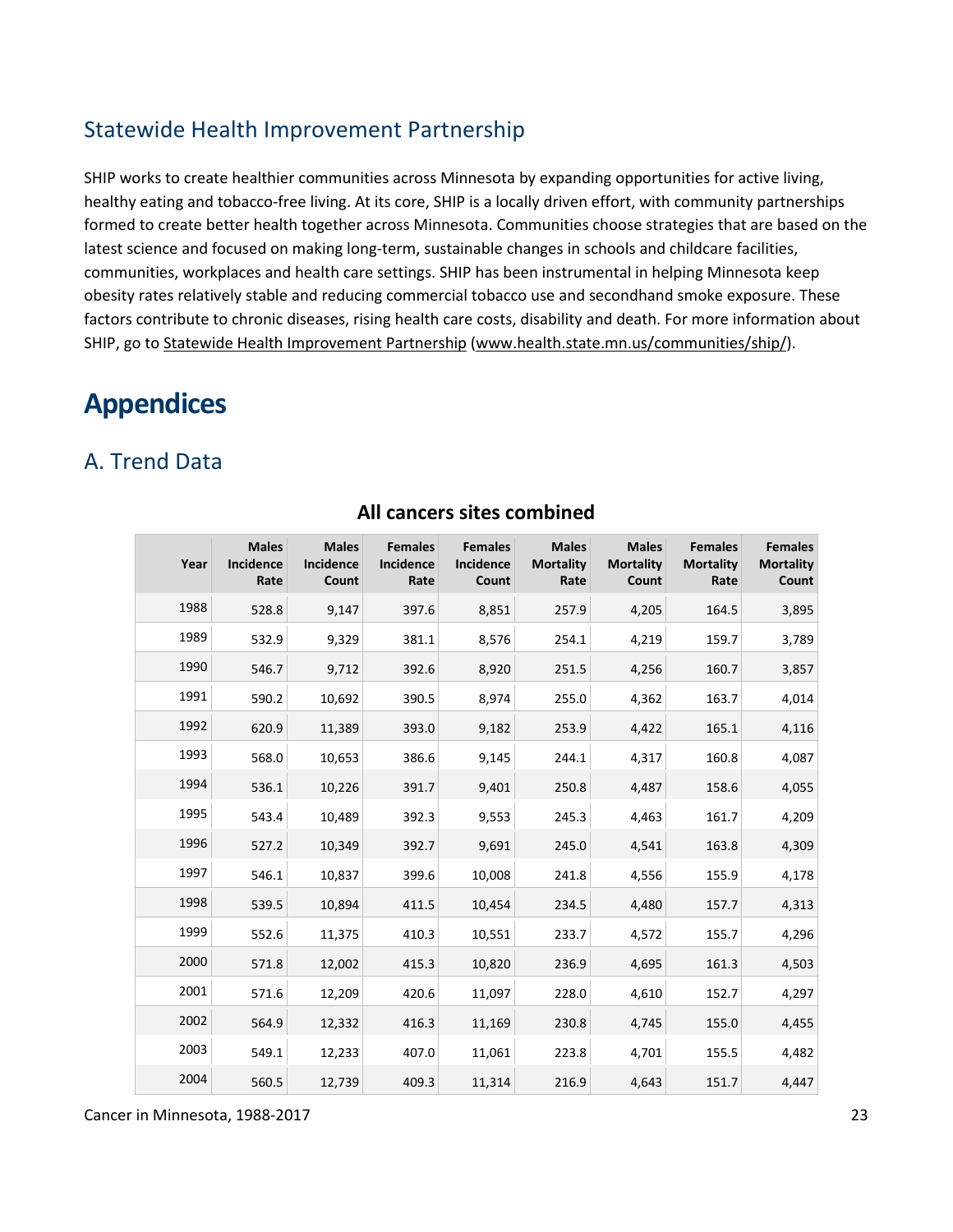## Statewide Health Improvement Partnership

SHIP works to create healthier communities across Minnesota by expanding opportunities for active living, healthy eating and tobacco-free living. At its core, SHIP is a locally driven effort, with community partnerships formed to create better health together across Minnesota. Communities choose strategies that are based on the latest science and focused on making long-term, sustainable changes in schools and childcare facilities, communities, workplaces and health care settings. SHIP has been instrumental in helping Minnesota keep obesity rates relatively stable and reducing commercial tobacco use and secondhand smoke exposure. These factors contribute to chronic diseases, rising health care costs, disability and death. For more information about SHIP, go to Statewide Health Improvement Partnership (www.health.state.mn.us/communities/ship/).

# Appendices

## A. Trend Data

**All cancers sites combined**

| Year | Males Incidence Rate | Males Incidence Count | Females Incidence Rate | Females Incidence Count | Males Mortality Rate | Males Mortality Count | Females Mortality Rate | Females Mortality Count |
|---|---|---|---|---|---|---|---|---|
| 1988 | 528.8 | 9,147 | 397.6 | 8,851 | 257.9 | 4,205 | 164.5 | 3,895 |
| 1989 | 532.9 | 9,329 | 381.1 | 8,576 | 254.1 | 4,219 | 159.7 | 3,789 |
| 1990 | 546.7 | 9,712 | 392.6 | 8,920 | 251.5 | 4,256 | 160.7 | 3,857 |
| 1991 | 590.2 | 10,692 | 390.5 | 8,974 | 255.0 | 4,362 | 163.7 | 4,014 |
| 1992 | 620.9 | 11,389 | 393.0 | 9,182 | 253.9 | 4,422 | 165.1 | 4,116 |
| 1993 | 568.0 | 10,653 | 386.6 | 9,145 | 244.1 | 4,317 | 160.8 | 4,087 |
| 1994 | 536.1 | 10,226 | 391.7 | 9,401 | 250.8 | 4,487 | 158.6 | 4,055 |
| 1995 | 543.4 | 10,489 | 392.3 | 9,553 | 245.3 | 4,463 | 161.7 | 4,209 |
| 1996 | 527.2 | 10,349 | 392.7 | 9,691 | 245.0 | 4,541 | 163.8 | 4,309 |
| 1997 | 546.1 | 10,837 | 399.6 | 10,008 | 241.8 | 4,556 | 155.9 | 4,178 |
| 1998 | 539.5 | 10,894 | 411.5 | 10,454 | 234.5 | 4,480 | 157.7 | 4,313 |
| 1999 | 552.6 | 11,375 | 410.3 | 10,551 | 233.7 | 4,572 | 155.7 | 4,296 |
| 2000 | 571.8 | 12,002 | 415.3 | 10,820 | 236.9 | 4,695 | 161.3 | 4,503 |
| 2001 | 571.6 | 12,209 | 420.6 | 11,097 | 228.0 | 4,610 | 152.7 | 4,297 |
| 2002 | 564.9 | 12,332 | 416.3 | 11,169 | 230.8 | 4,745 | 155.0 | 4,455 |
| 2003 | 549.1 | 12,233 | 407.0 | 11,061 | 223.8 | 4,701 | 155.5 | 4,482 |
| 2004 | 560.5 | 12,739 | 409.3 | 11,314 | 216.9 | 4,643 | 151.7 | 4,447 |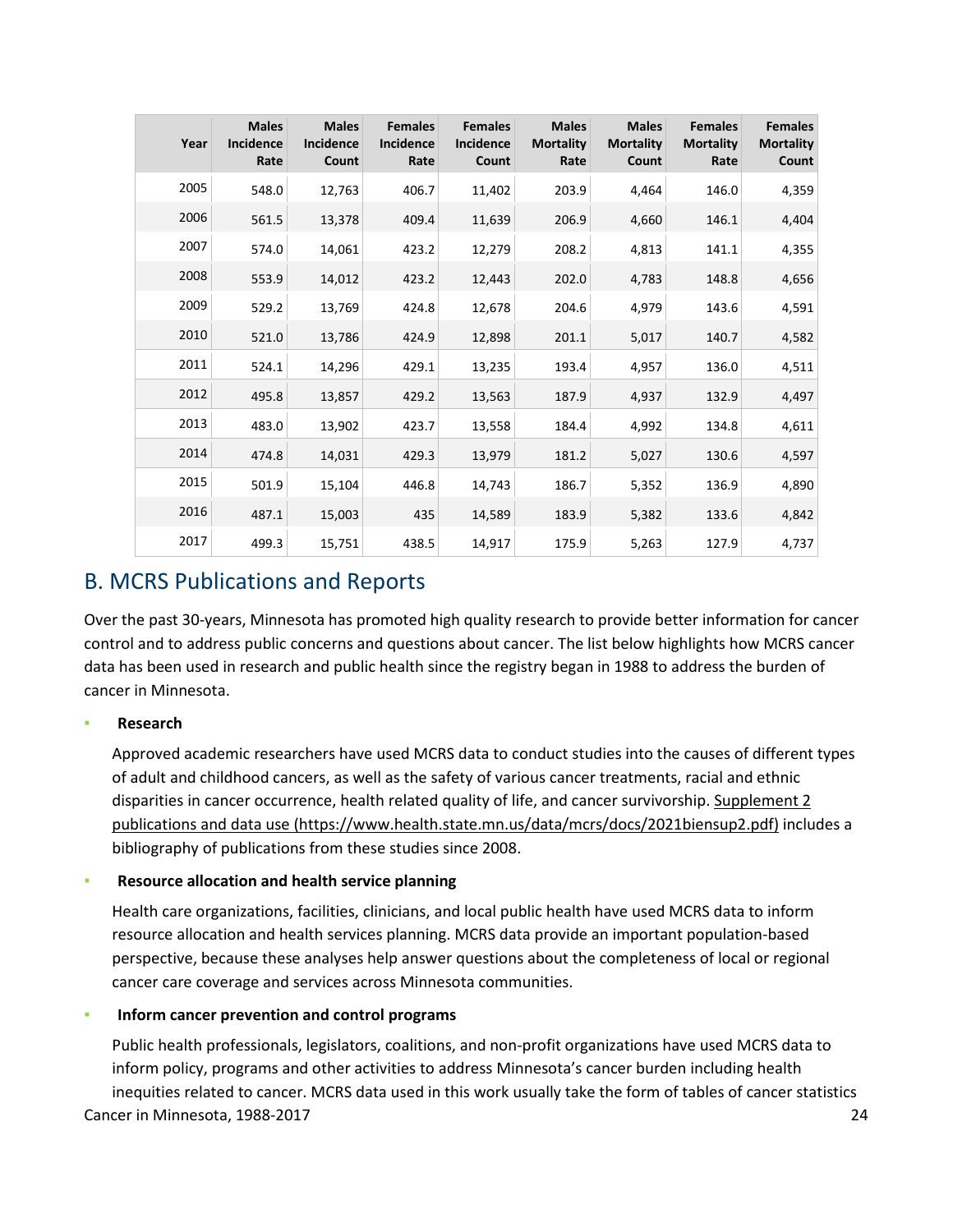| Year | Males Incidence Rate | Males Incidence Count | Females Incidence Rate | Females Incidence Count | Males Mortality Rate | Males Mortality Count | Females Mortality Rate | Females Mortality Count |
|---|---|---|---|---|---|---|---|---|
| 2005 | 548.0 | 12,763 | 406.7 | 11,402 | 203.9 | 4,464 | 146.0 | 4,359 |
| 2006 | 561.5 | 13,378 | 409.4 | 11,639 | 206.9 | 4,660 | 146.1 | 4,404 |
| 2007 | 574.0 | 14,061 | 423.2 | 12,279 | 208.2 | 4,813 | 141.1 | 4,355 |
| 2008 | 553.9 | 14,012 | 423.2 | 12,443 | 202.0 | 4,783 | 148.8 | 4,656 |
| 2009 | 529.2 | 13,769 | 424.8 | 12,678 | 204.6 | 4,979 | 143.6 | 4,591 |
| 2010 | 521.0 | 13,786 | 424.9 | 12,898 | 201.1 | 5,017 | 140.7 | 4,582 |
| 2011 | 524.1 | 14,296 | 429.1 | 13,235 | 193.4 | 4,957 | 136.0 | 4,511 |
| 2012 | 495.8 | 13,857 | 429.2 | 13,563 | 187.9 | 4,937 | 132.9 | 4,497 |
| 2013 | 483.0 | 13,902 | 423.7 | 13,558 | 184.4 | 4,992 | 134.8 | 4,611 |
| 2014 | 474.8 | 14,031 | 429.3 | 13,979 | 181.2 | 5,027 | 130.6 | 4,597 |
| 2015 | 501.9 | 15,104 | 446.8 | 14,743 | 186.7 | 5,352 | 136.9 | 4,890 |
| 2016 | 487.1 | 15,003 | 435 | 14,589 | 183.9 | 5,382 | 133.6 | 4,842 |
| 2017 | 499.3 | 15,751 | 438.5 | 14,917 | 175.9 | 5,263 | 127.9 | 4,737 |

## B. MCRS Publications and Reports

Over the past 30-years, Minnesota has promoted high quality research to provide better information for cancer control and to address public concerns and questions about cancer. The list below highlights how MCRS cancer data has been used in research and public health since the registry began in 1988 to address the burden of cancer in Minnesota.

- **Research**

  Approved academic researchers have used MCRS data to conduct studies into the causes of different types of adult and childhood cancers, as well as the safety of various cancer treatments, racial and ethnic disparities in cancer occurrence, health related quality of life, and cancer survivorship. Supplement 2 publications and data use (https://www.health.state.mn.us/data/mcrs/docs/2021biensup2.pdf) includes a bibliography of publications from these studies since 2008.

- **Resource allocation and health service planning**

  Health care organizations, facilities, clinicians, and local public health have used MCRS data to inform resource allocation and health services planning. MCRS data provide an important population-based perspective, because these analyses help answer questions about the completeness of local or regional cancer care coverage and services across Minnesota communities.

- **Inform cancer prevention and control programs**

  Public health professionals, legislators, coalitions, and non-profit organizations have used MCRS data to inform policy, programs and other activities to address Minnesota's cancer burden including health inequities related to cancer. MCRS data used in this work usually take the form of tables of cancer statistics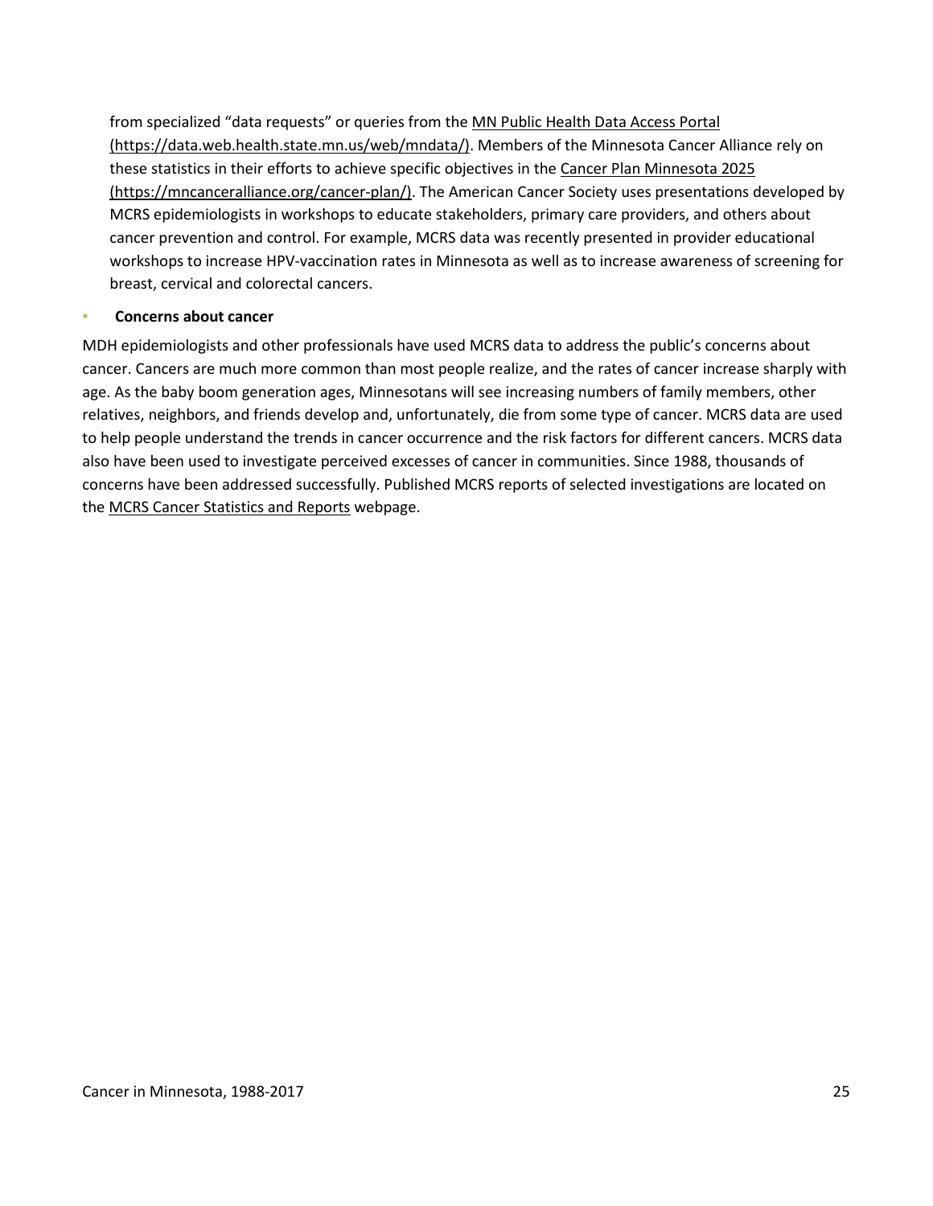from specialized "data requests" or queries from the MN Public Health Data Access Portal (https://data.web.health.state.mn.us/web/mndata/). Members of the Minnesota Cancer Alliance rely on these statistics in their efforts to achieve specific objectives in the Cancer Plan Minnesota 2025 (https://mncanceralliance.org/cancer-plan/). The American Cancer Society uses presentations developed by MCRS epidemiologists in workshops to educate stakeholders, primary care providers, and others about cancer prevention and control. For example, MCRS data was recently presented in provider educational workshops to increase HPV-vaccination rates in Minnesota as well as to increase awareness of screening for breast, cervical and colorectal cancers.

- **Concerns about cancer**

MDH epidemiologists and other professionals have used MCRS data to address the public's concerns about cancer. Cancers are much more common than most people realize, and the rates of cancer increase sharply with age. As the baby boom generation ages, Minnesotans will see increasing numbers of family members, other relatives, neighbors, and friends develop and, unfortunately, die from some type of cancer. MCRS data are used to help people understand the trends in cancer occurrence and the risk factors for different cancers. MCRS data also have been used to investigate perceived excesses of cancer in communities. Since 1988, thousands of concerns have been addressed successfully. Published MCRS reports of selected investigations are located on the MCRS Cancer Statistics and Reports webpage.